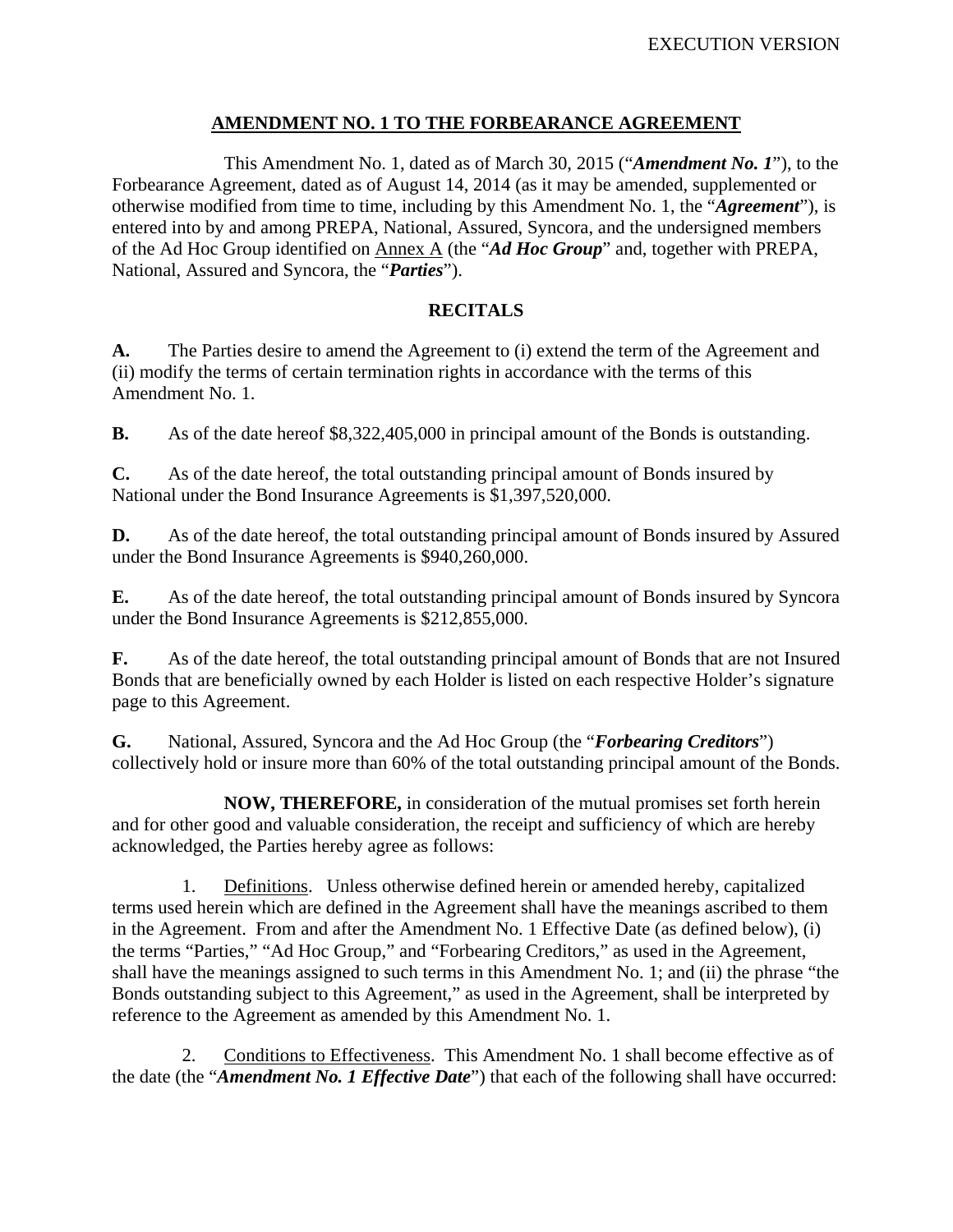EXECUTION VERSION

# AMENDMENT NO. 1 TO THE FORBEARANCE AGREEMENT

This Amendment No. 1, dated as of March 30, 2015 ("***Amendment No. 1***"), to the Forbearance Agreement, dated as of August 14, 2014 (as it may be amended, supplemented or otherwise modified from time to time, including by this Amendment No. 1, the "***Agreement***"), is entered into by and among PREPA, National, Assured, Syncora, and the undersigned members of the Ad Hoc Group identified on Annex A (the "***Ad Hoc Group***" and, together with PREPA, National, Assured and Syncora, the "***Parties***").

## RECITALS

**A.** The Parties desire to amend the Agreement to (i) extend the term of the Agreement and (ii) modify the terms of certain termination rights in accordance with the terms of this Amendment No. 1.

**B.** As of the date hereof $8,322,405,000 in principal amount of the Bonds is outstanding.

**C.** As of the date hereof, the total outstanding principal amount of Bonds insured by National under the Bond Insurance Agreements is $1,397,520,000.

**D.** As of the date hereof, the total outstanding principal amount of Bonds insured by Assured under the Bond Insurance Agreements is $940,260,000.

**E.** As of the date hereof, the total outstanding principal amount of Bonds insured by Syncora under the Bond Insurance Agreements is $212,855,000.

**F.** As of the date hereof, the total outstanding principal amount of Bonds that are not Insured Bonds that are beneficially owned by each Holder is listed on each respective Holder's signature page to this Agreement.

**G.** National, Assured, Syncora and the Ad Hoc Group (the "***Forbearing Creditors***") collectively hold or insure more than 60% of the total outstanding principal amount of the Bonds.

**NOW, THEREFORE,** in consideration of the mutual promises set forth herein and for other good and valuable consideration, the receipt and sufficiency of which are hereby acknowledged, the Parties hereby agree as follows:

1. Definitions. Unless otherwise defined herein or amended hereby, capitalized terms used herein which are defined in the Agreement shall have the meanings ascribed to them in the Agreement. From and after the Amendment No. 1 Effective Date (as defined below), (i) the terms "Parties," "Ad Hoc Group," and "Forbearing Creditors," as used in the Agreement, shall have the meanings assigned to such terms in this Amendment No. 1; and (ii) the phrase "the Bonds outstanding subject to this Agreement," as used in the Agreement, shall be interpreted by reference to the Agreement as amended by this Amendment No. 1.

2. Conditions to Effectiveness. This Amendment No. 1 shall become effective as of the date (the "***Amendment No. 1 Effective Date***") that each of the following shall have occurred: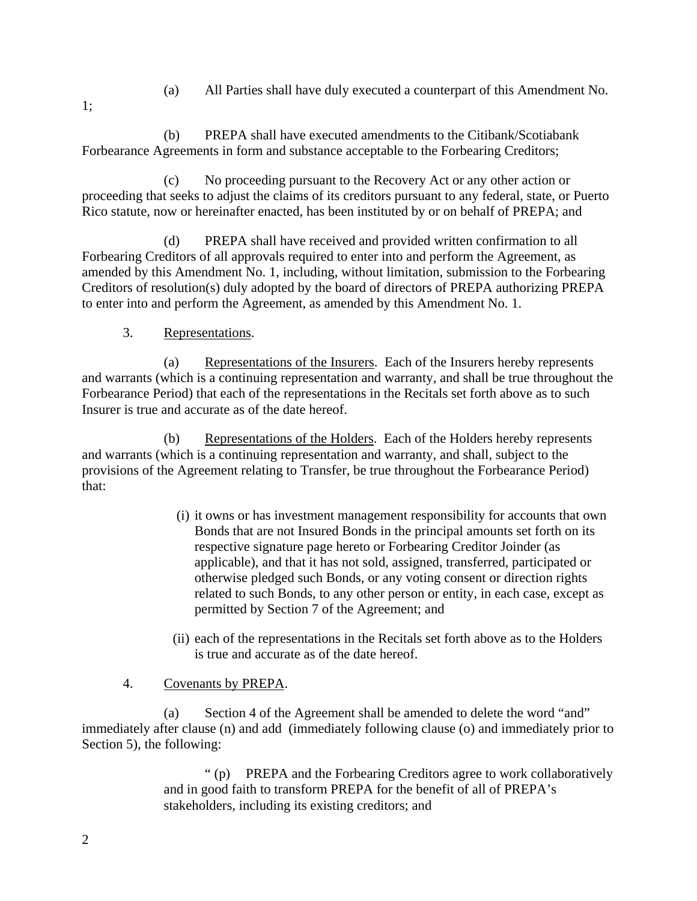(a) All Parties shall have duly executed a counterpart of this Amendment No. 1;

(b) PREPA shall have executed amendments to the Citibank/Scotiabank Forbearance Agreements in form and substance acceptable to the Forbearing Creditors;

(c) No proceeding pursuant to the Recovery Act or any other action or proceeding that seeks to adjust the claims of its creditors pursuant to any federal, state, or Puerto Rico statute, now or hereinafter enacted, has been instituted by or on behalf of PREPA; and

(d) PREPA shall have received and provided written confirmation to all Forbearing Creditors of all approvals required to enter into and perform the Agreement, as amended by this Amendment No. 1, including, without limitation, submission to the Forbearing Creditors of resolution(s) duly adopted by the board of directors of PREPA authorizing PREPA to enter into and perform the Agreement, as amended by this Amendment No. 1.

3. Representations.

(a) Representations of the Insurers. Each of the Insurers hereby represents and warrants (which is a continuing representation and warranty, and shall be true throughout the Forbearance Period) that each of the representations in the Recitals set forth above as to such Insurer is true and accurate as of the date hereof.

(b) Representations of the Holders. Each of the Holders hereby represents and warrants (which is a continuing representation and warranty, and shall, subject to the provisions of the Agreement relating to Transfer, be true throughout the Forbearance Period) that:

(i) it owns or has investment management responsibility for accounts that own Bonds that are not Insured Bonds in the principal amounts set forth on its respective signature page hereto or Forbearing Creditor Joinder (as applicable), and that it has not sold, assigned, transferred, participated or otherwise pledged such Bonds, or any voting consent or direction rights related to such Bonds, to any other person or entity, in each case, except as permitted by Section 7 of the Agreement; and

(ii) each of the representations in the Recitals set forth above as to the Holders is true and accurate as of the date hereof.

4. Covenants by PREPA.

(a) Section 4 of the Agreement shall be amended to delete the word "and" immediately after clause (n) and add (immediately following clause (o) and immediately prior to Section 5), the following:

> " (p) PREPA and the Forbearing Creditors agree to work collaboratively and in good faith to transform PREPA for the benefit of all of PREPA's stakeholders, including its existing creditors; and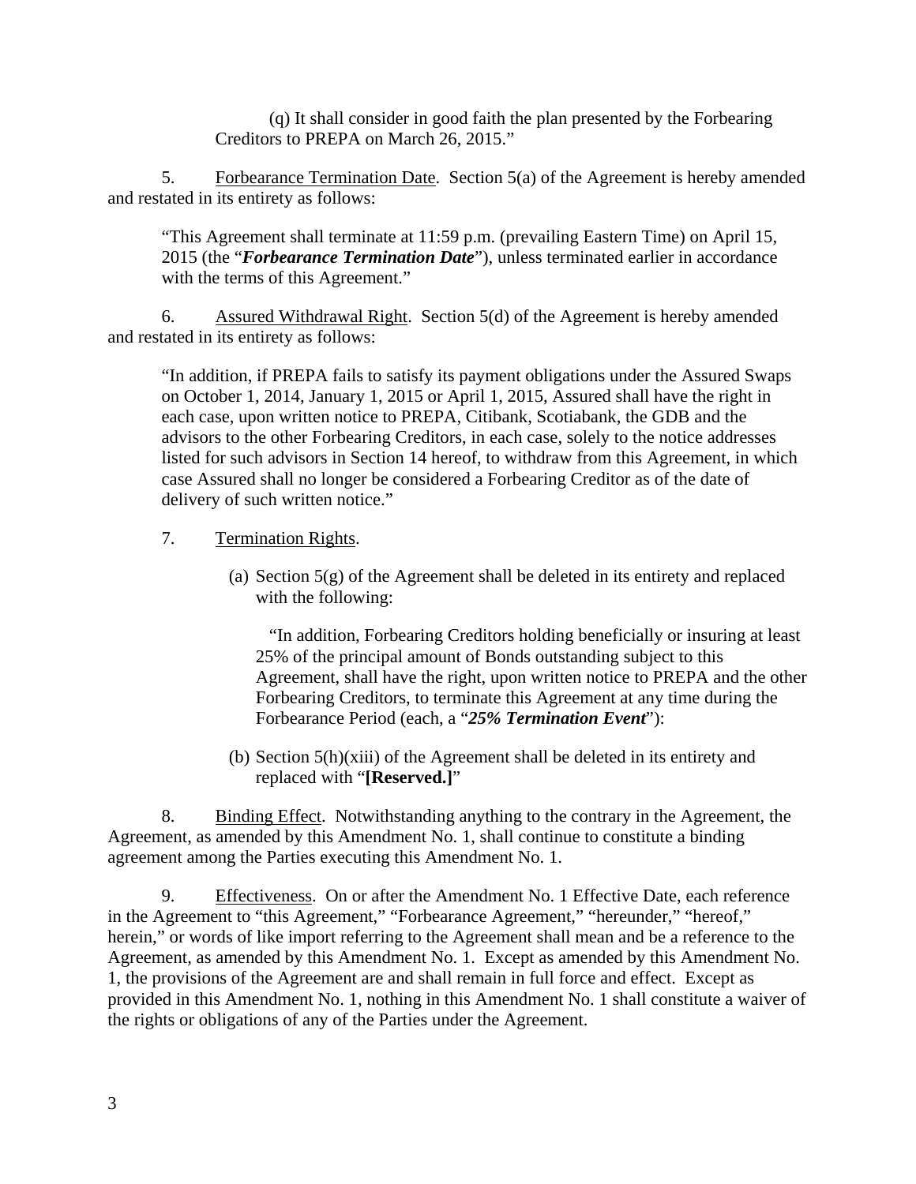(q) It shall consider in good faith the plan presented by the Forbearing Creditors to PREPA on March 26, 2015."

5. Forbearance Termination Date. Section 5(a) of the Agreement is hereby amended and restated in its entirety as follows:

> "This Agreement shall terminate at 11:59 p.m. (prevailing Eastern Time) on April 15, 2015 (the "***Forbearance Termination Date***"), unless terminated earlier in accordance with the terms of this Agreement."

6. Assured Withdrawal Right. Section 5(d) of the Agreement is hereby amended and restated in its entirety as follows:

> "In addition, if PREPA fails to satisfy its payment obligations under the Assured Swaps on October 1, 2014, January 1, 2015 or April 1, 2015, Assured shall have the right in each case, upon written notice to PREPA, Citibank, Scotiabank, the GDB and the advisors to the other Forbearing Creditors, in each case, solely to the notice addresses listed for such advisors in Section 14 hereof, to withdraw from this Agreement, in which case Assured shall no longer be considered a Forbearing Creditor as of the date of delivery of such written notice."

7. Termination Rights.

   (a) Section 5(g) of the Agreement shall be deleted in its entirety and replaced with the following:

   > "In addition, Forbearing Creditors holding beneficially or insuring at least 25% of the principal amount of Bonds outstanding subject to this Agreement, shall have the right, upon written notice to PREPA and the other Forbearing Creditors, to terminate this Agreement at any time during the Forbearance Period (each, a "***25% Termination Event***"):

   (b) Section 5(h)(xiii) of the Agreement shall be deleted in its entirety and replaced with "**[Reserved.]**"

8. Binding Effect. Notwithstanding anything to the contrary in the Agreement, the Agreement, as amended by this Amendment No. 1, shall continue to constitute a binding agreement among the Parties executing this Amendment No. 1.

9. Effectiveness. On or after the Amendment No. 1 Effective Date, each reference in the Agreement to "this Agreement," "Forbearance Agreement," "hereunder," "hereof," herein," or words of like import referring to the Agreement shall mean and be a reference to the Agreement, as amended by this Amendment No. 1. Except as amended by this Amendment No. 1, the provisions of the Agreement are and shall remain in full force and effect. Except as provided in this Amendment No. 1, nothing in this Amendment No. 1 shall constitute a waiver of the rights or obligations of any of the Parties under the Agreement.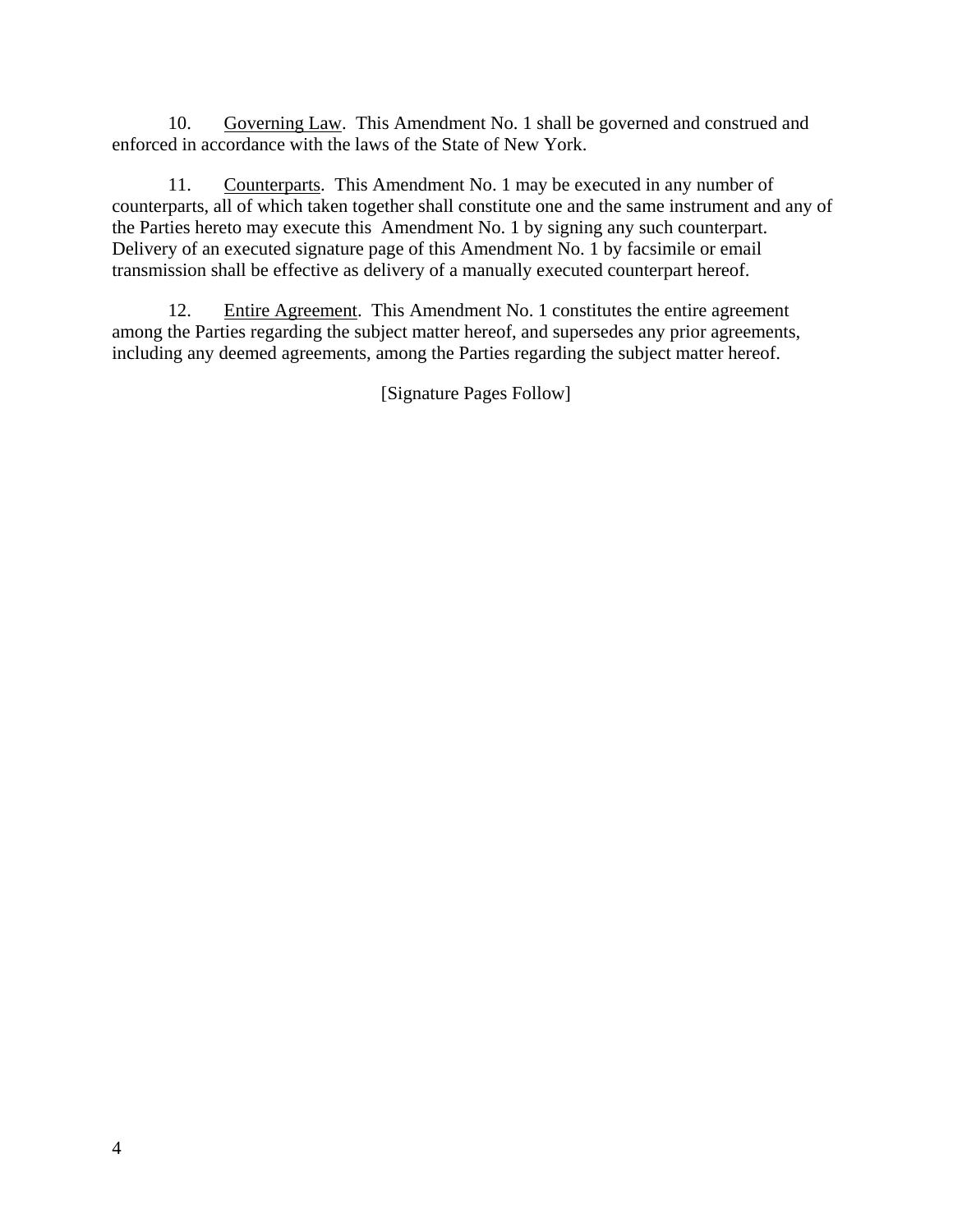10. Governing Law. This Amendment No. 1 shall be governed and construed and enforced in accordance with the laws of the State of New York.

11. Counterparts. This Amendment No. 1 may be executed in any number of counterparts, all of which taken together shall constitute one and the same instrument and any of the Parties hereto may execute this Amendment No. 1 by signing any such counterpart. Delivery of an executed signature page of this Amendment No. 1 by facsimile or email transmission shall be effective as delivery of a manually executed counterpart hereof.

12. Entire Agreement. This Amendment No. 1 constitutes the entire agreement among the Parties regarding the subject matter hereof, and supersedes any prior agreements, including any deemed agreements, among the Parties regarding the subject matter hereof.

[Signature Pages Follow]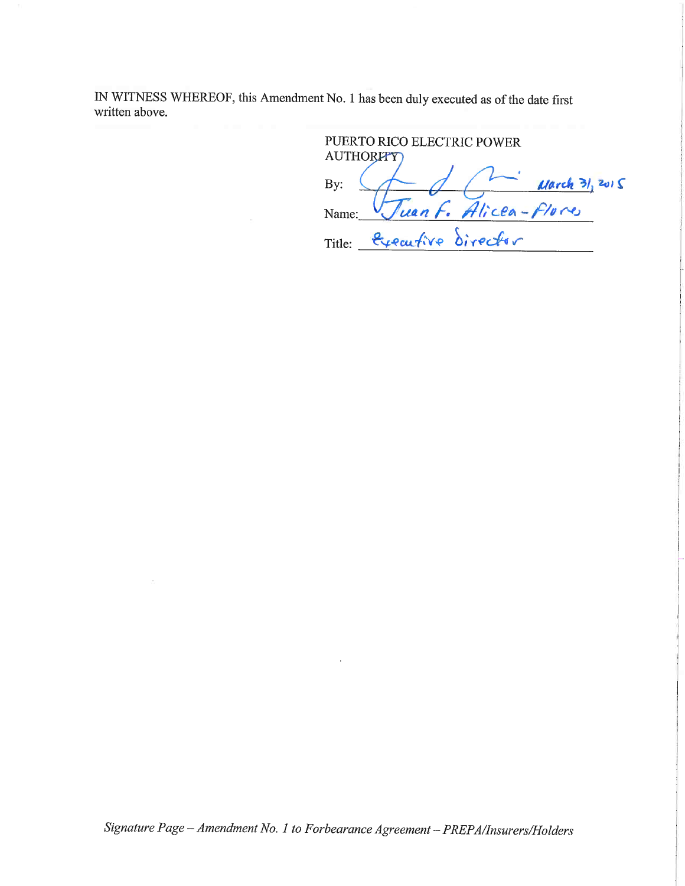IN WITNESS WHEREOF, this Amendment No. 1 has been duly executed as of the date first written above.

PUERTO RICO ELECTRIC POWER AUTHORITY

By: ______________________ March 31, 2015

Name: Juan F. Alicea-Flores

Title: Executive Director

*Signature Page – Amendment No. 1 to Forbearance Agreement – PREPA/Insurers/Holders*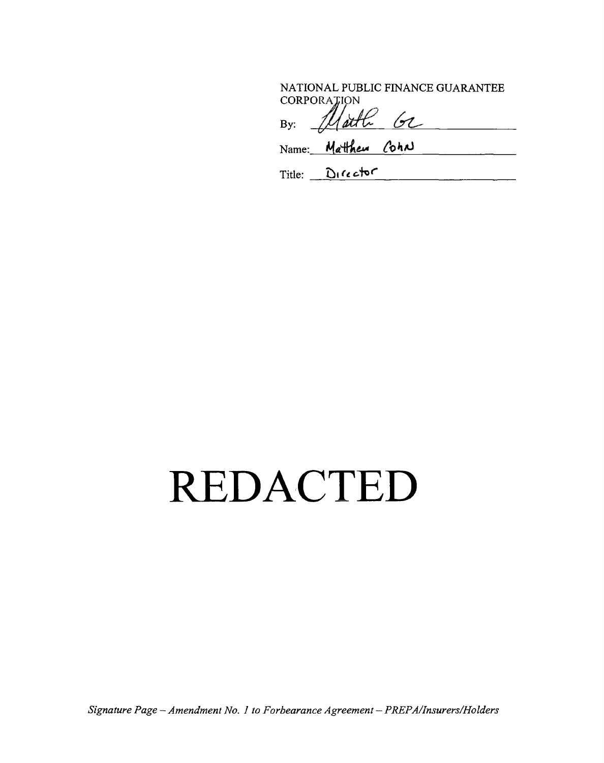NATIONAL PUBLIC FINANCE GUARANTEE CORPORATION

By: ______________________

Name: Matthew Cohn

Title: Director

# REDACTED

*Signature Page – Amendment No. 1 to Forbearance Agreement – PREPA/Insurers/Holders*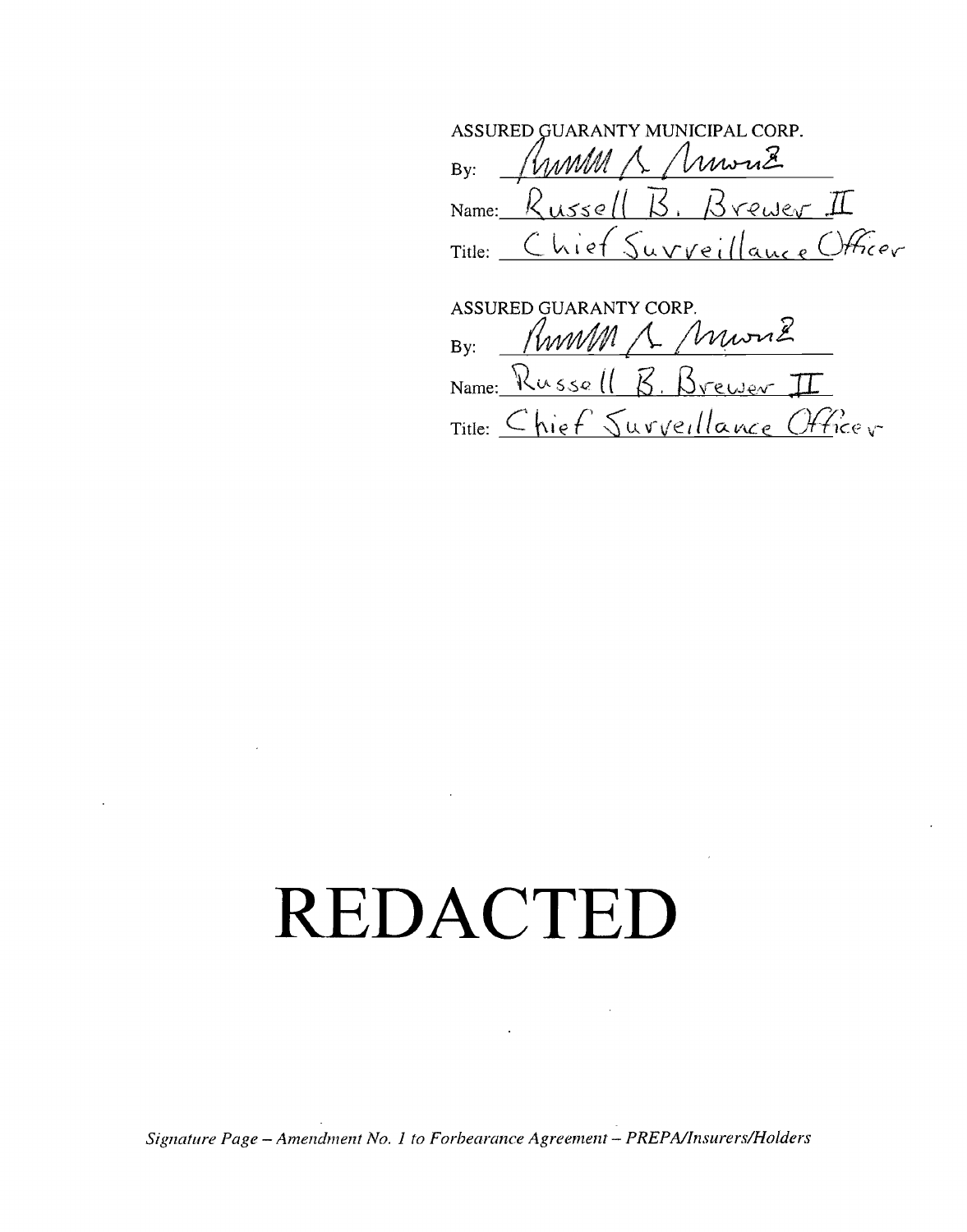ASSURED GUARANTY MUNICIPAL CORP.

By: ______________________

Name: Russell B. Brewer II

Title: Chief Surveillance Officer

ASSURED GUARANTY CORP.

By: ______________________

Name: Russell B. Brewer II

Title: Chief Surveillance Officer

# REDACTED

*Signature Page – Amendment No. 1 to Forbearance Agreement – PREPA/Insurers/Holders*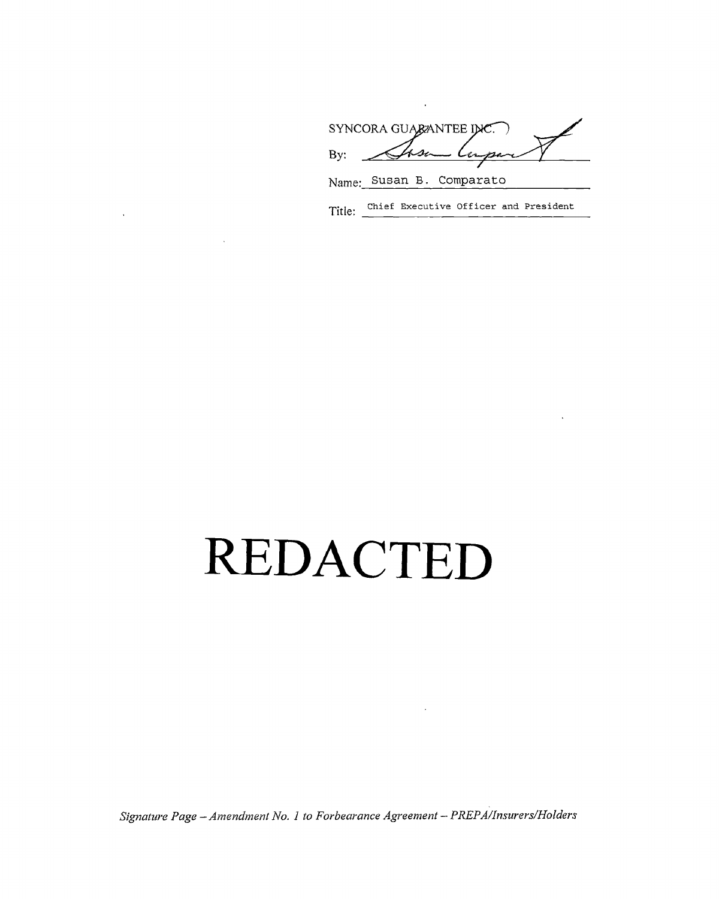SYNCORA GUARANTEE INC.

By: ______________________

Name: Susan B. Comparato

Title: Chief Executive Officer and President

# REDACTED

*Signature Page – Amendment No. 1 to Forbearance Agreement – PREPA/Insurers/Holders*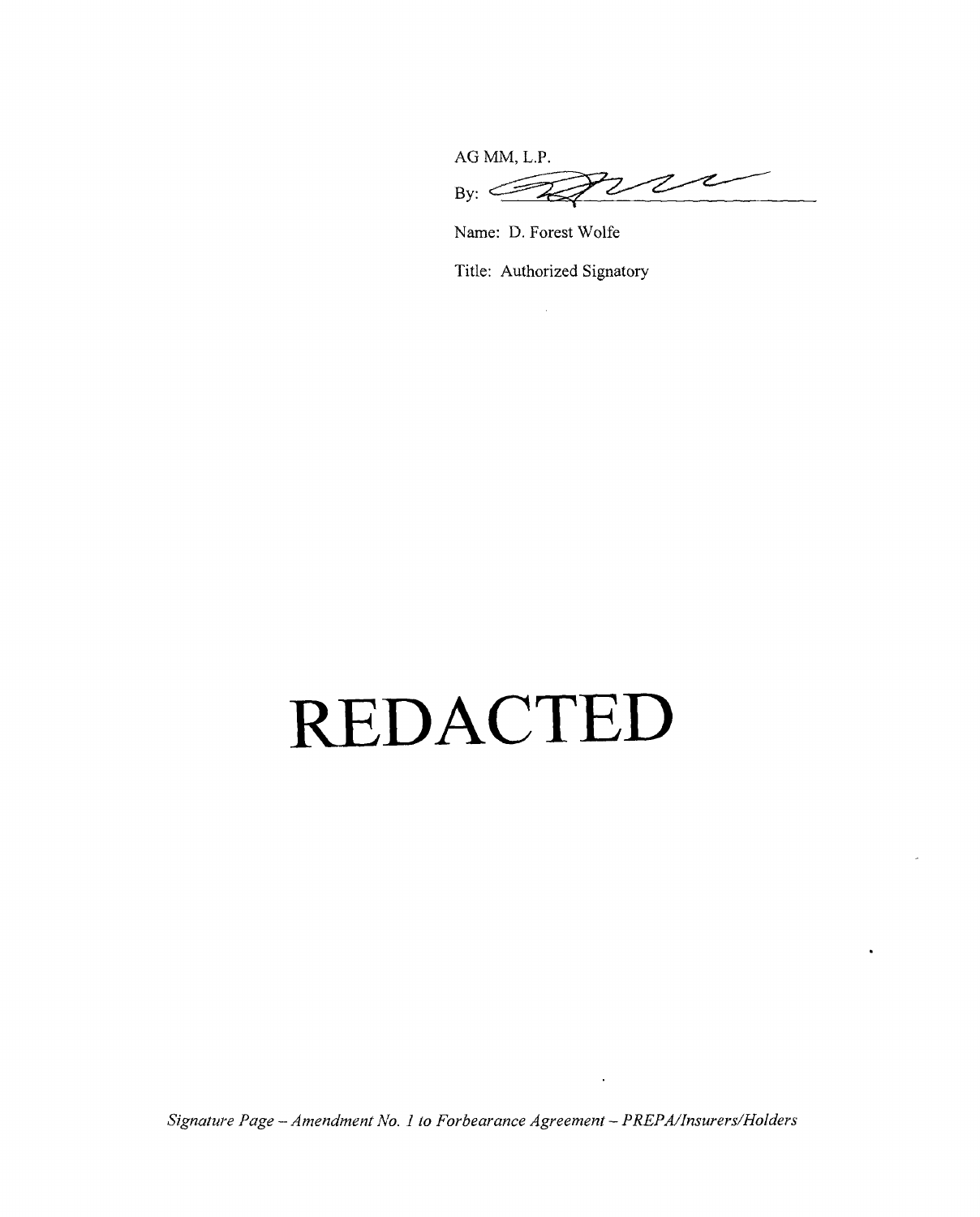AG MM, L.P.

By: ______________________

Name: D. Forest Wolfe

Title: Authorized Signatory

# REDACTED

*Signature Page – Amendment No. 1 to Forbearance Agreement – PREPA/Insurers/Holders*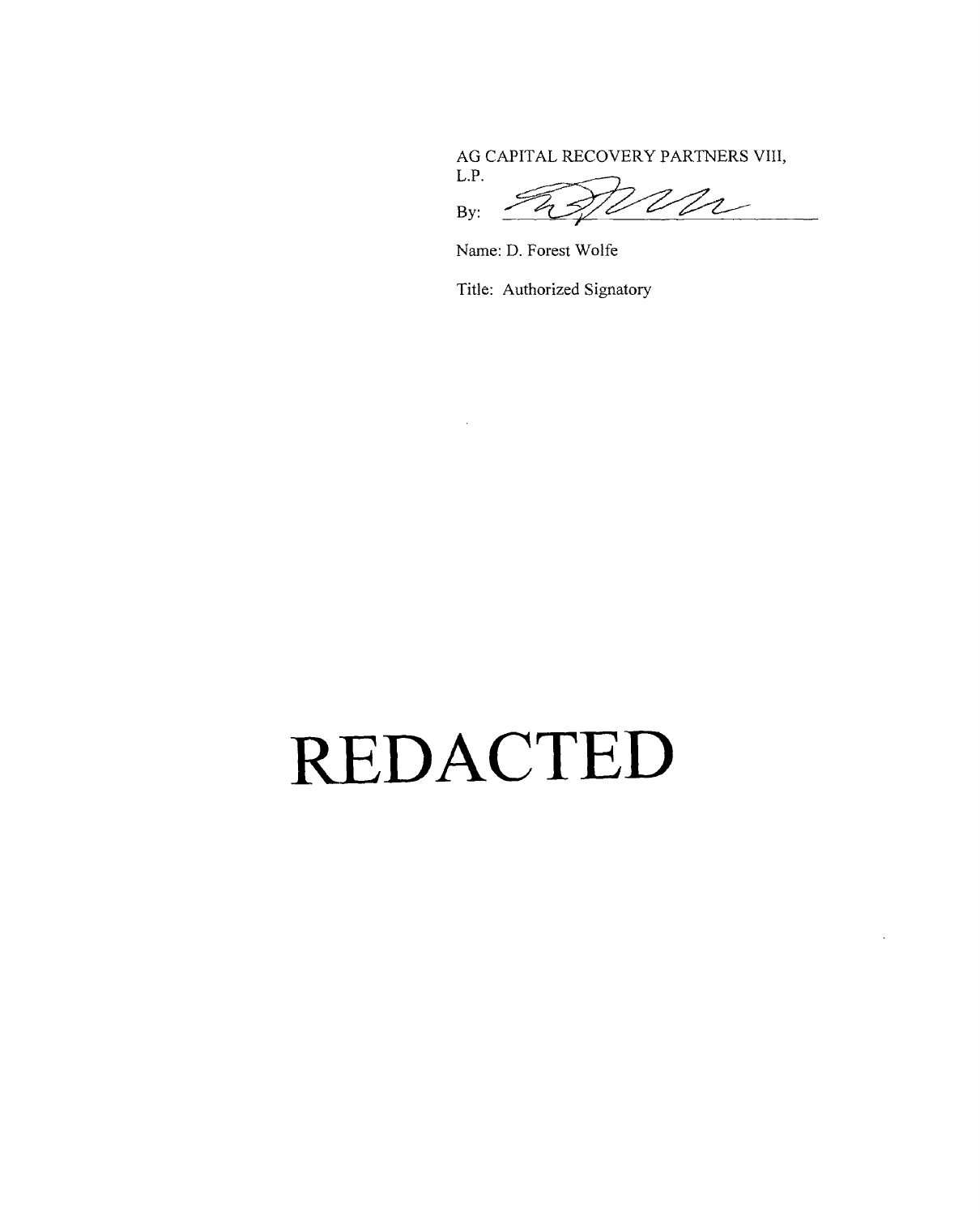AG CAPITAL RECOVERY PARTNERS VIII, L.P.

By: ______________________

Name: D. Forest Wolfe

Title: Authorized Signatory

# REDACTED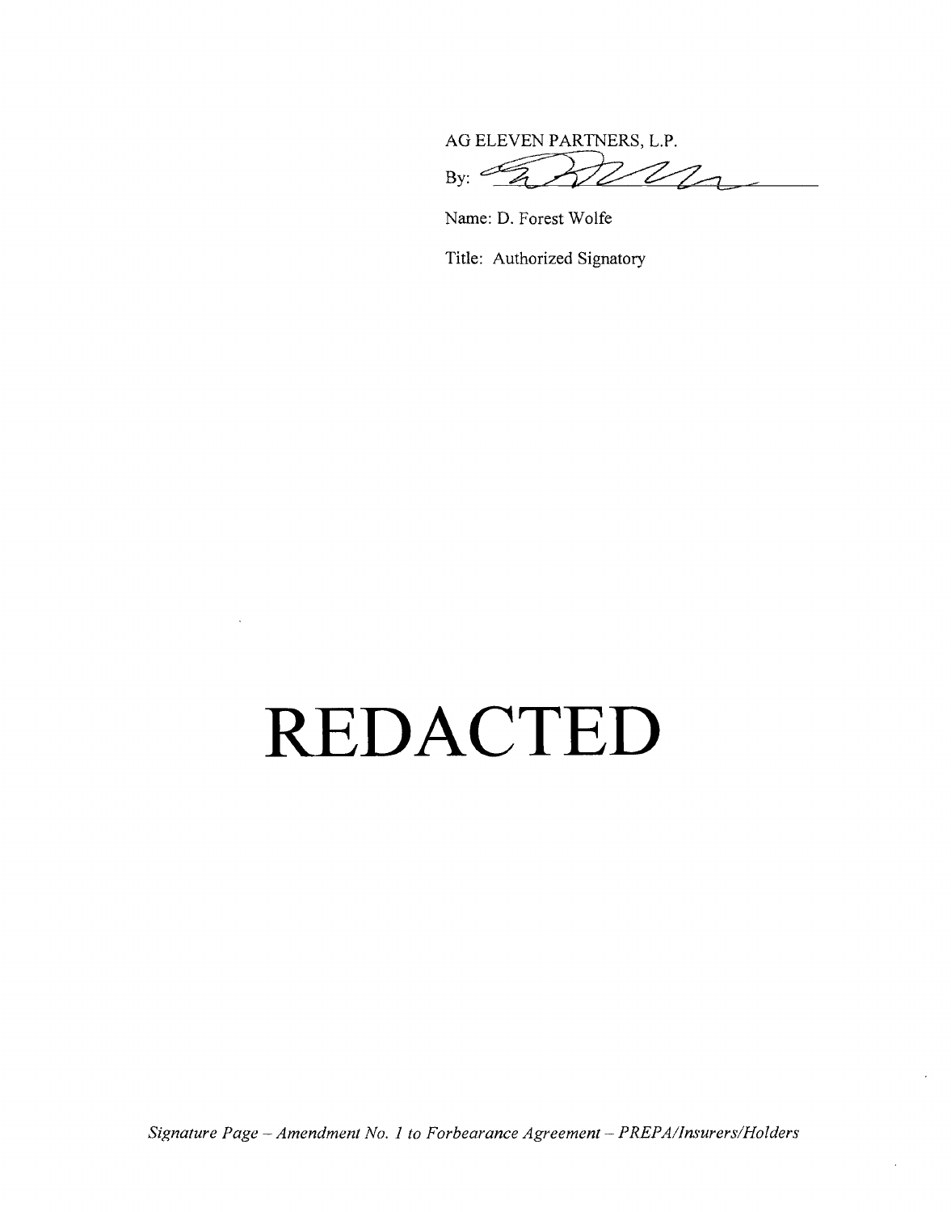AG ELEVEN PARTNERS, L.P.

By: ______________________

Name: D. Forest Wolfe

Title: Authorized Signatory

# REDACTED

*Signature Page – Amendment No. 1 to Forbearance Agreement – PREPA/Insurers/Holders*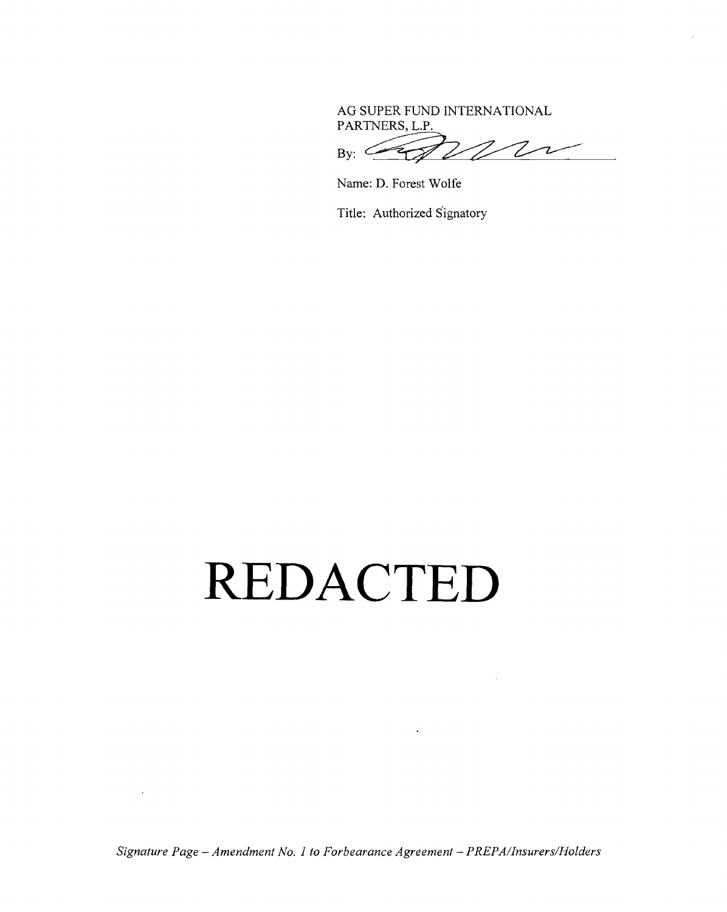AG SUPER FUND INTERNATIONAL PARTNERS, L.P.

By: ______________________

Name: D. Forest Wolfe

Title: Authorized Signatory

# REDACTED

*Signature Page – Amendment No. 1 to Forbearance Agreement – PREPA/Insurers/Holders*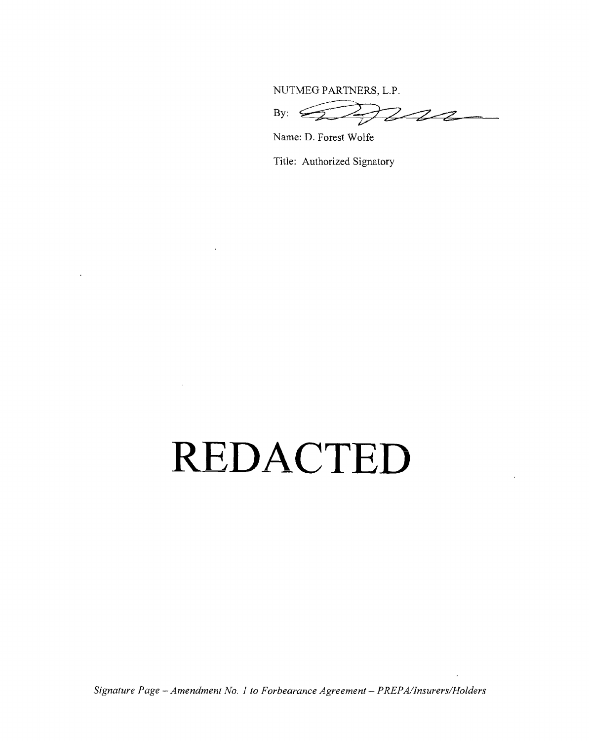NUTMEG PARTNERS, L.P.

By: ________________________

Name: D. Forest Wolfe

Title: Authorized Signatory

# REDACTED

*Signature Page – Amendment No. 1 to Forbearance Agreement – PREPA/Insurers/Holders*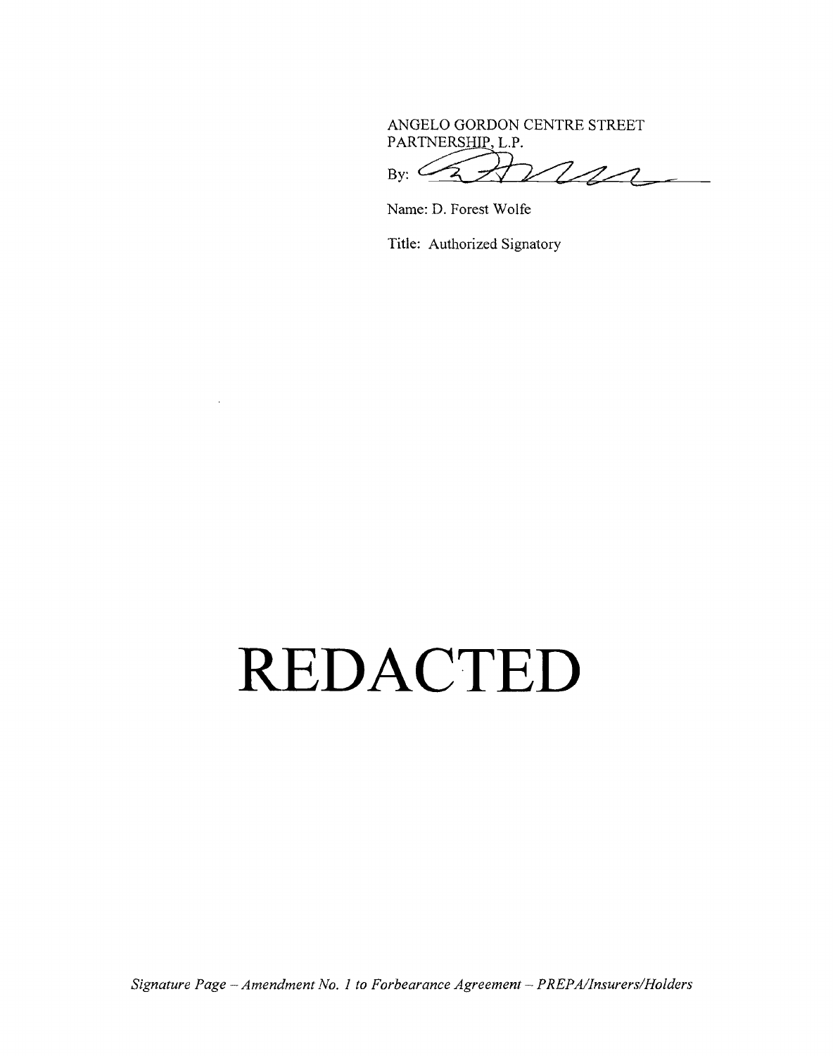ANGELO GORDON CENTRE STREET PARTNERSHIP, L.P.

By: \_\_\_\_\_\_\_\_\_\_\_\_\_\_\_\_\_\_\_\_\_\_

Name: D. Forest Wolfe

Title: Authorized Signatory

# REDACTED

*Signature Page – Amendment No. 1 to Forbearance Agreement – PREPA/Insurers/Holders*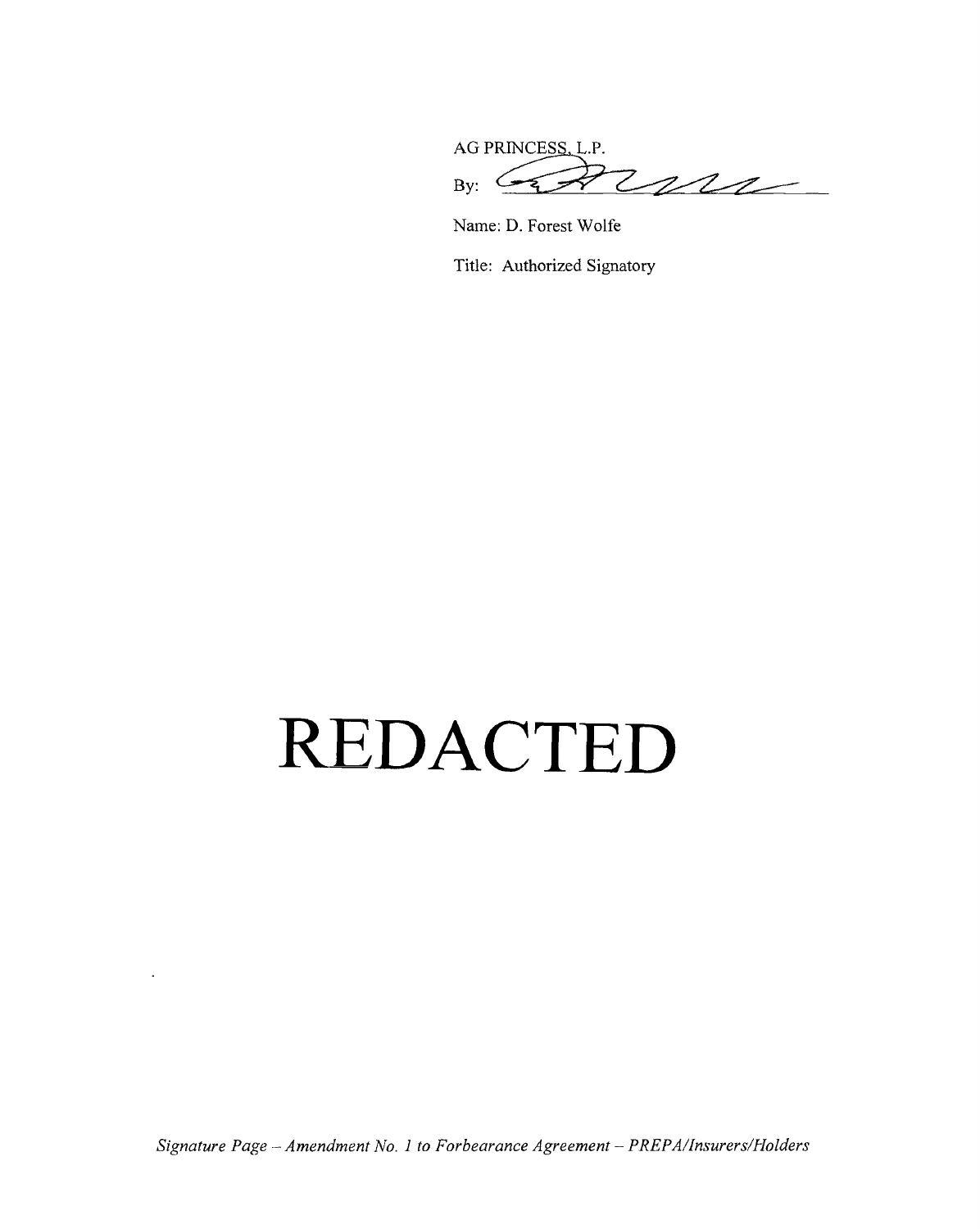AG PRINCESS, L.P.

By: ______________________

Name: D. Forest Wolfe

Title: Authorized Signatory

# REDACTED

*Signature Page – Amendment No. 1 to Forbearance Agreement – PREPA/Insurers/Holders*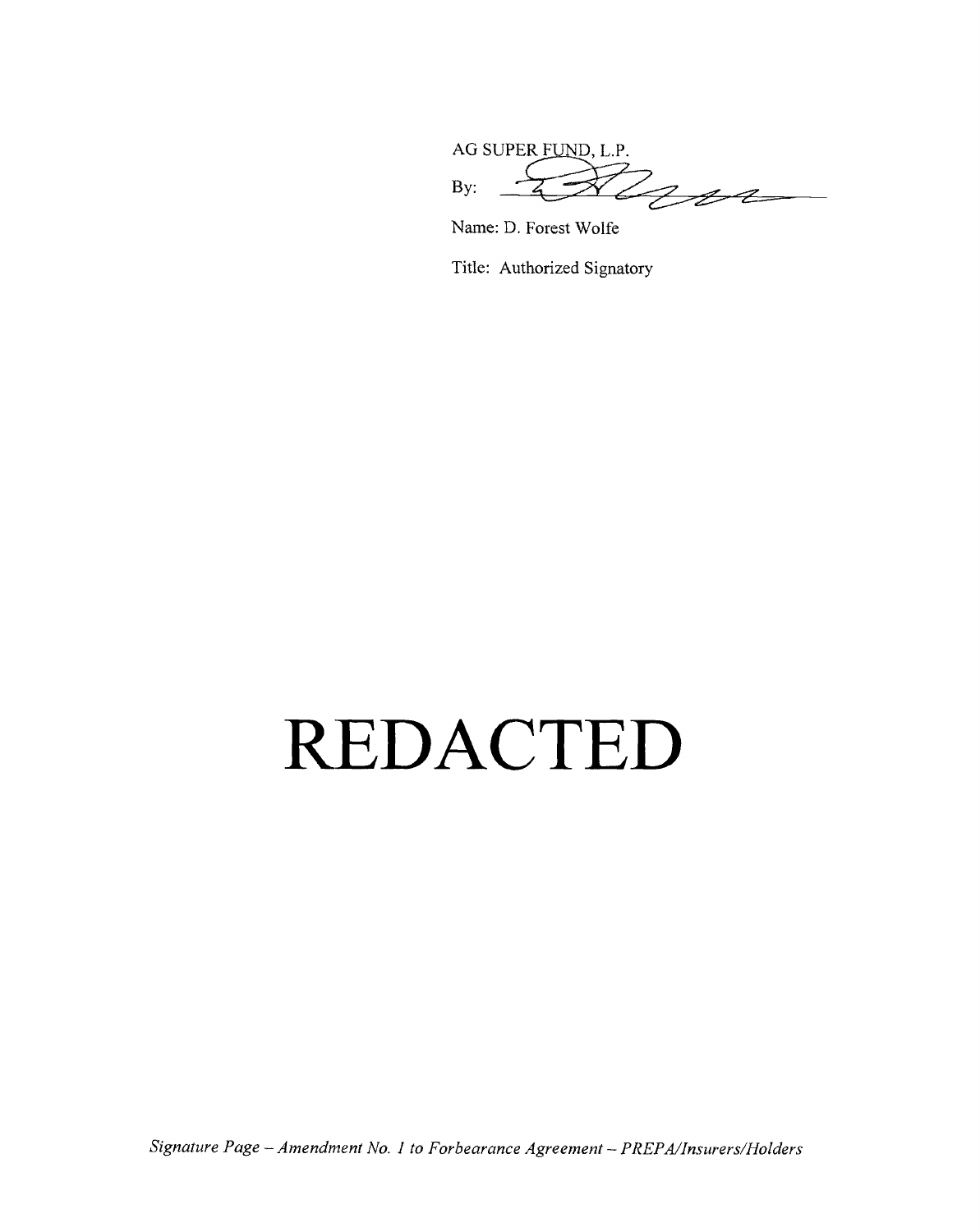AG SUPER FUND, L.P.

By: ______________________

Name: D. Forest Wolfe

Title: Authorized Signatory

# REDACTED

*Signature Page – Amendment No. 1 to Forbearance Agreement – PREPA/Insurers/Holders*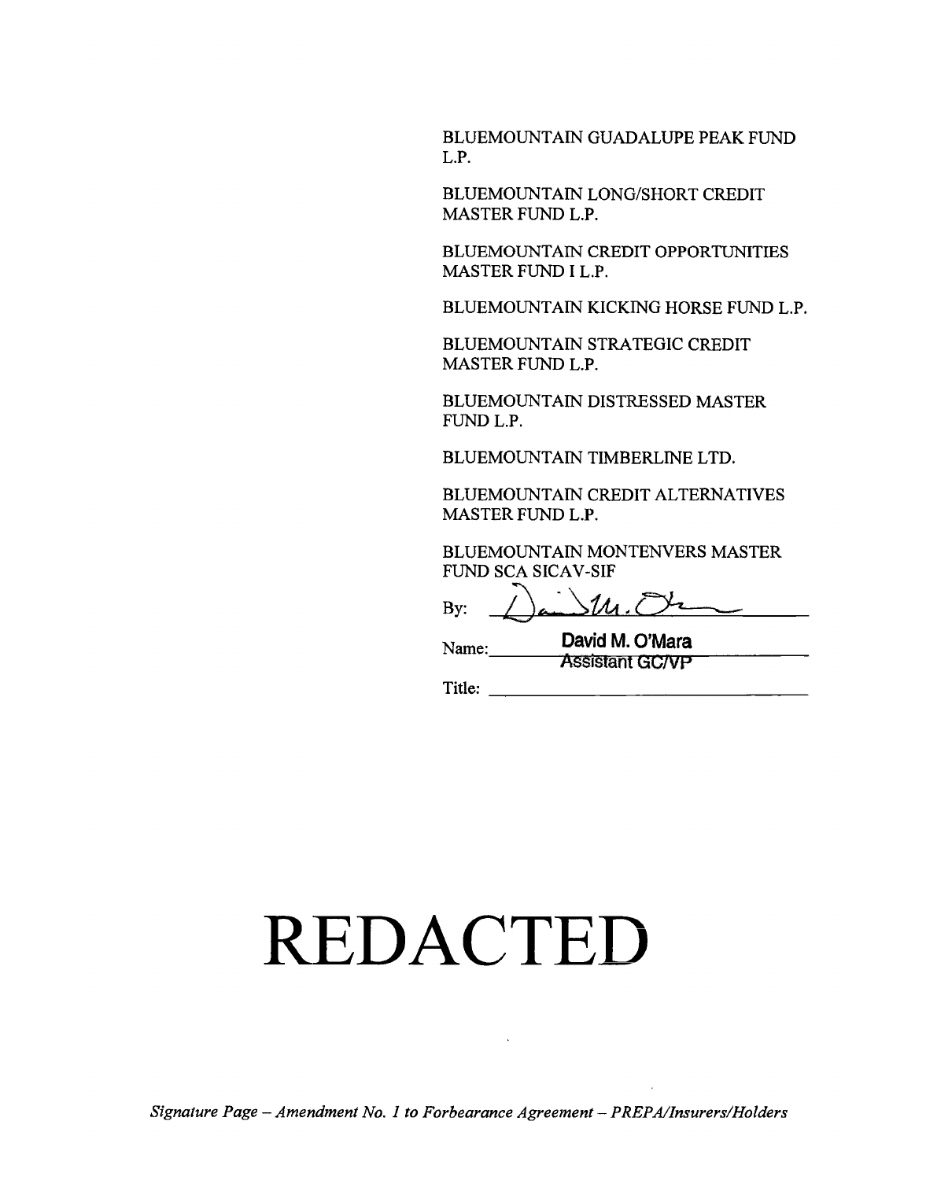BLUEMOUNTAIN GUADALUPE PEAK FUND L.P.

BLUEMOUNTAIN LONG/SHORT CREDIT MASTER FUND L.P.

BLUEMOUNTAIN CREDIT OPPORTUNITIES MASTER FUND I L.P.

BLUEMOUNTAIN KICKING HORSE FUND L.P.

BLUEMOUNTAIN STRATEGIC CREDIT MASTER FUND L.P.

BLUEMOUNTAIN DISTRESSED MASTER FUND L.P.

BLUEMOUNTAIN TIMBERLINE LTD.

BLUEMOUNTAIN CREDIT ALTERNATIVES MASTER FUND L.P.

BLUEMOUNTAIN MONTENVERS MASTER FUND SCA SICAV-SIF

By: ________________________

Name: David M. O'Mara
Assistant GC/VP

Title: ________________________

# REDACTED

*Signature Page – Amendment No. 1 to Forbearance Agreement – PREPA/Insurers/Holders*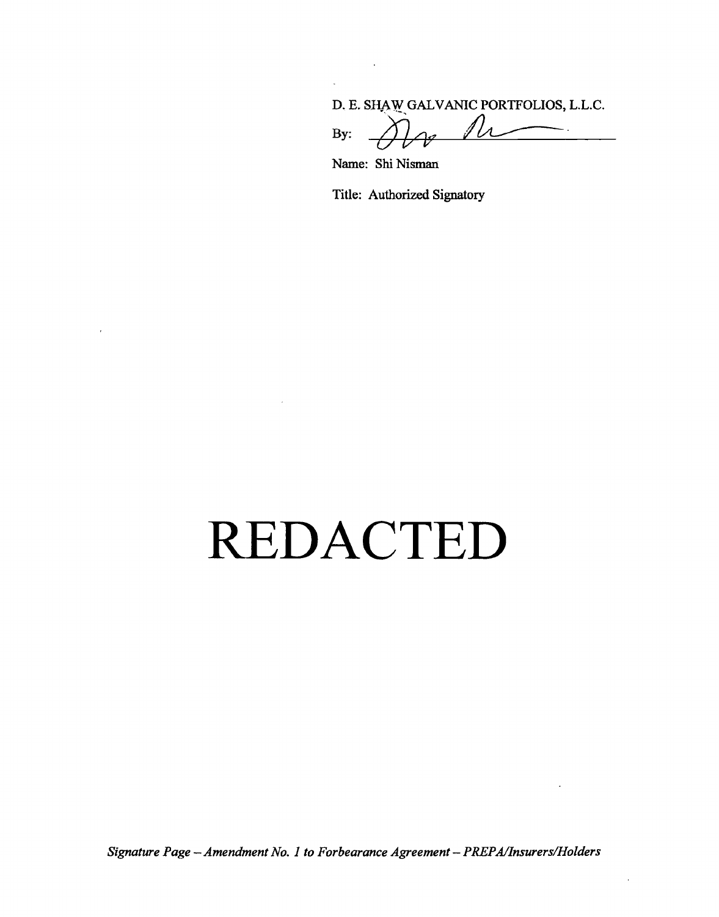D. E. SHAW GALVANIC PORTFOLIOS, L.L.C.

By: ______________________

Name: Shi Nisman

Title: Authorized Signatory

# REDACTED

*Signature Page – Amendment No. 1 to Forbearance Agreement – PREPA/Insurers/Holders*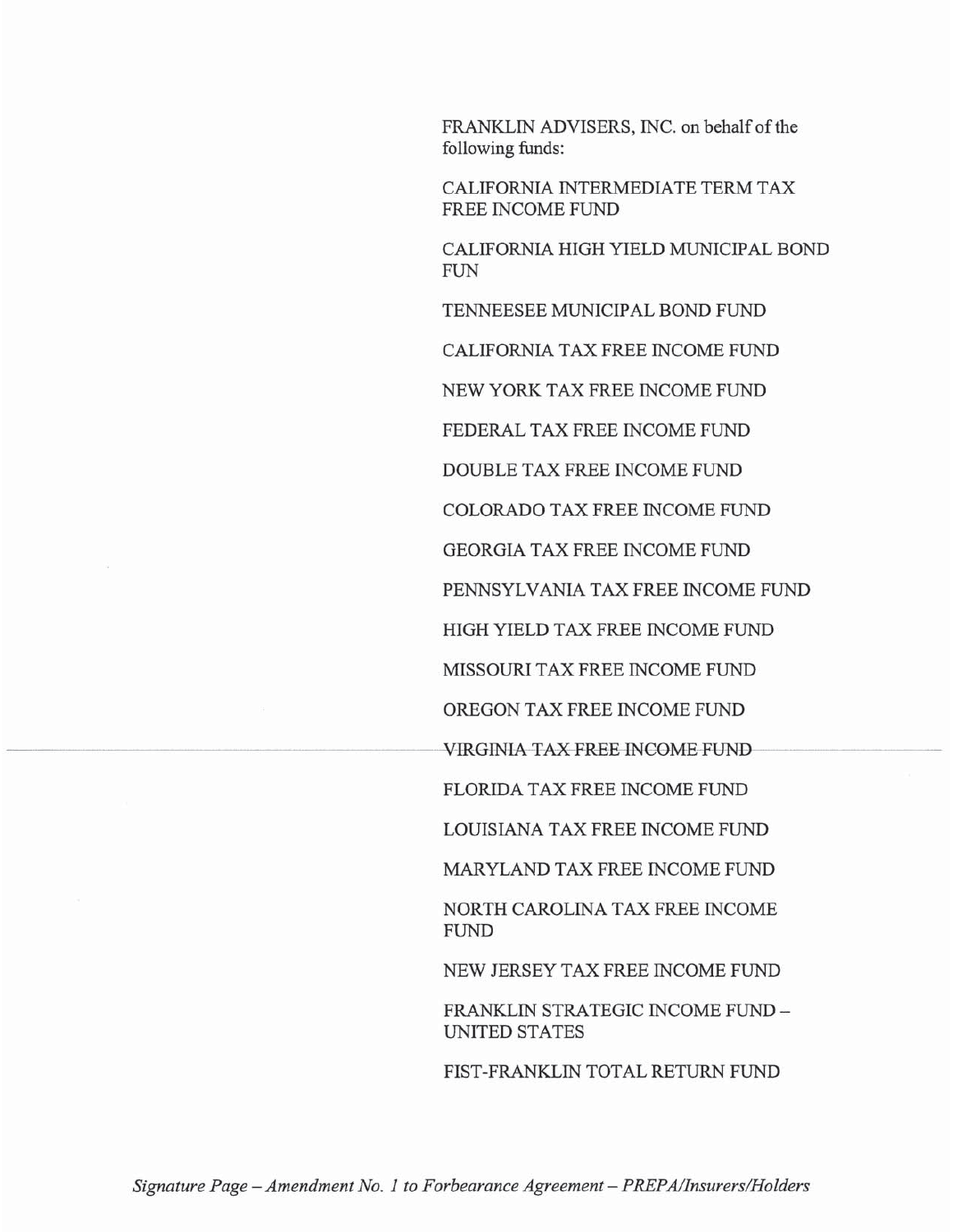FRANKLIN ADVISERS, INC. on behalf of the following funds:

CALIFORNIA INTERMEDIATE TERM TAX FREE INCOME FUND

CALIFORNIA HIGH YIELD MUNICIPAL BOND FUN

TENNEESEE MUNICIPAL BOND FUND

CALIFORNIA TAX FREE INCOME FUND

NEW YORK TAX FREE INCOME FUND

FEDERAL TAX FREE INCOME FUND

DOUBLE TAX FREE INCOME FUND

COLORADO TAX FREE INCOME FUND

GEORGIA TAX FREE INCOME FUND

PENNSYLVANIA TAX FREE INCOME FUND

HIGH YIELD TAX FREE INCOME FUND

MISSOURI TAX FREE INCOME FUND

OREGON TAX FREE INCOME FUND

VIRGINIA TAX FREE INCOME FUND

FLORIDA TAX FREE INCOME FUND

LOUISIANA TAX FREE INCOME FUND

MARYLAND TAX FREE INCOME FUND

NORTH CAROLINA TAX FREE INCOME FUND

NEW JERSEY TAX FREE INCOME FUND

FRANKLIN STRATEGIC INCOME FUND – UNITED STATES

FIST-FRANKLIN TOTAL RETURN FUND

*Signature Page – Amendment No. 1 to Forbearance Agreement – PREPA/Insurers/Holders*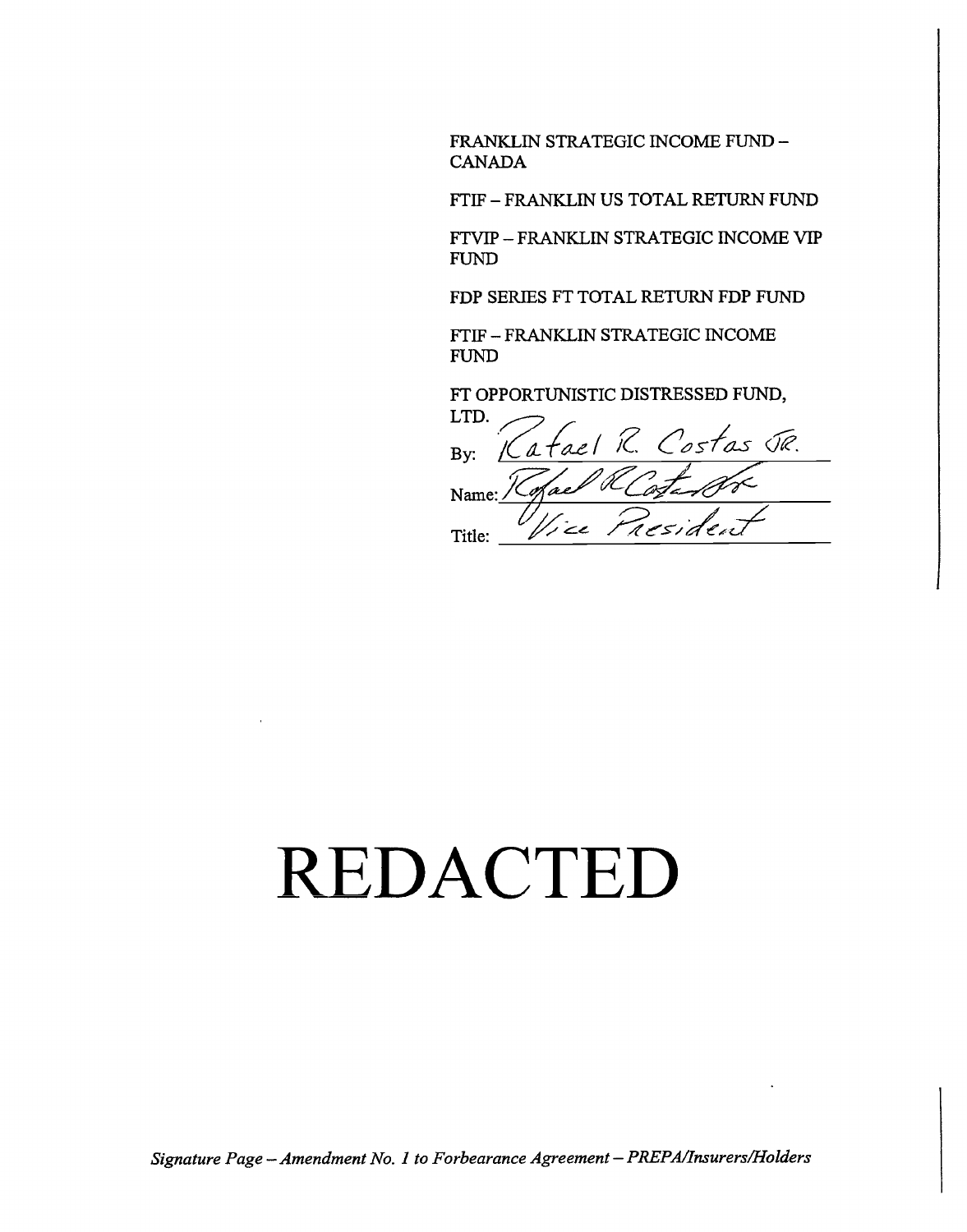FRANKLIN STRATEGIC INCOME FUND – CANADA

FTIF – FRANKLIN US TOTAL RETURN FUND

FTVIP – FRANKLIN STRATEGIC INCOME VIP FUND

FDP SERIES FT TOTAL RETURN FDP FUND

FTIF – FRANKLIN STRATEGIC INCOME FUND

FT OPPORTUNISTIC DISTRESSED FUND, LTD.

By: Rafael R. Costas Jr.

Name: Rafael R Costas Jr

Title: Vice President

# REDACTED

*Signature Page – Amendment No. 1 to Forbearance Agreement – PREPA/Insurers/Holders*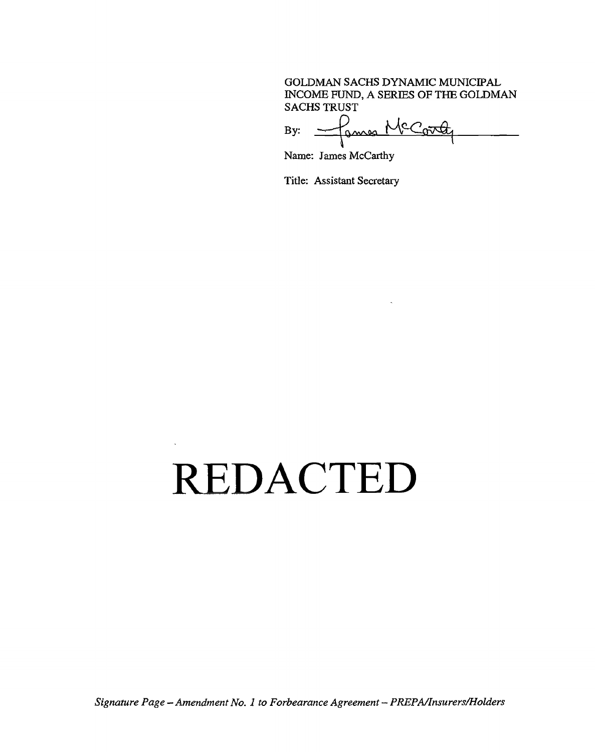GOLDMAN SACHS DYNAMIC MUNICIPAL INCOME FUND, A SERIES OF THE GOLDMAN SACHS TRUST

By: James McCarthy

Name: James McCarthy

Title: Assistant Secretary

# REDACTED

*Signature Page – Amendment No. 1 to Forbearance Agreement – PREPA/Insurers/Holders*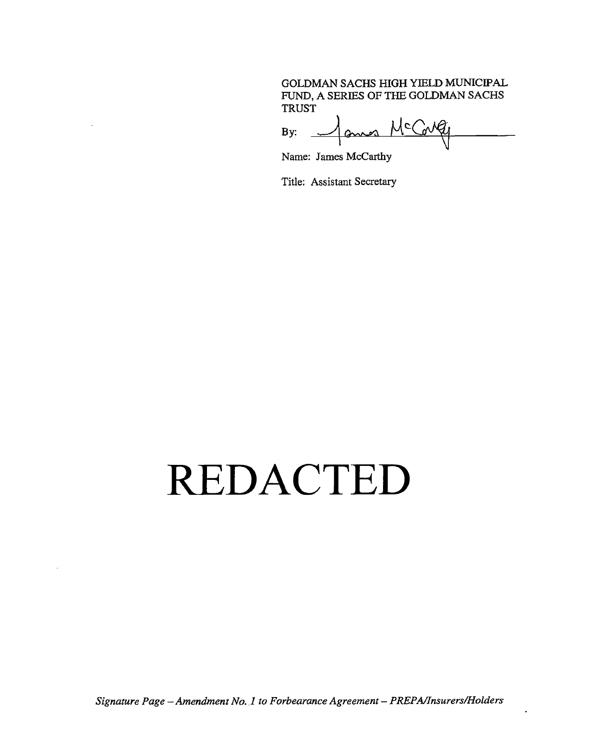GOLDMAN SACHS HIGH YIELD MUNICIPAL FUND, A SERIES OF THE GOLDMAN SACHS TRUST

By: James McCarthy

Name: James McCarthy

Title: Assistant Secretary

# REDACTED

*Signature Page – Amendment No. 1 to Forbearance Agreement – PREPA/Insurers/Holders*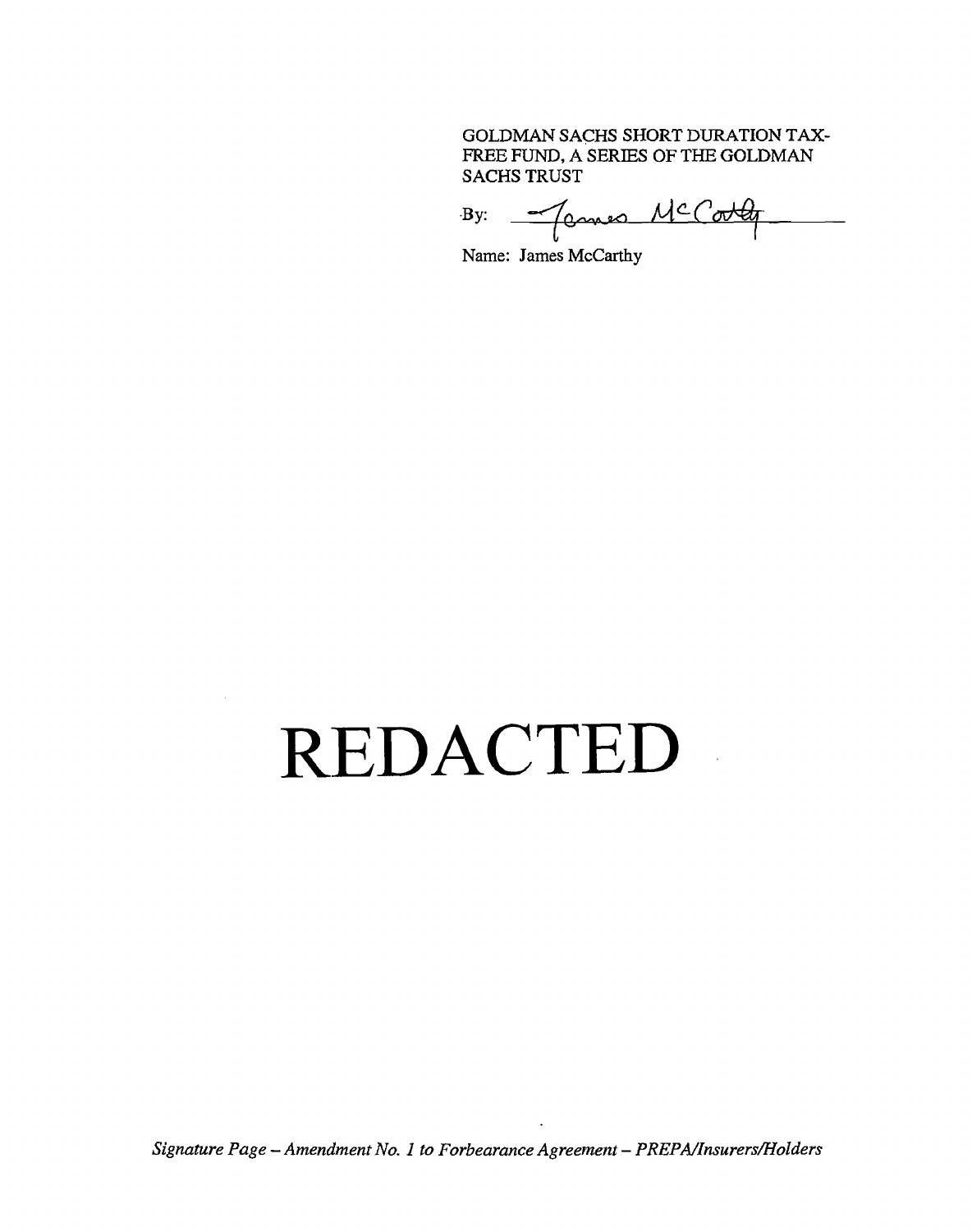GOLDMAN SACHS SHORT DURATION TAX-FREE FUND, A SERIES OF THE GOLDMAN SACHS TRUST

By: James McCarthy

Name: James McCarthy

# REDACTED

*Signature Page – Amendment No. 1 to Forbearance Agreement – PREPA/Insurers/Holders*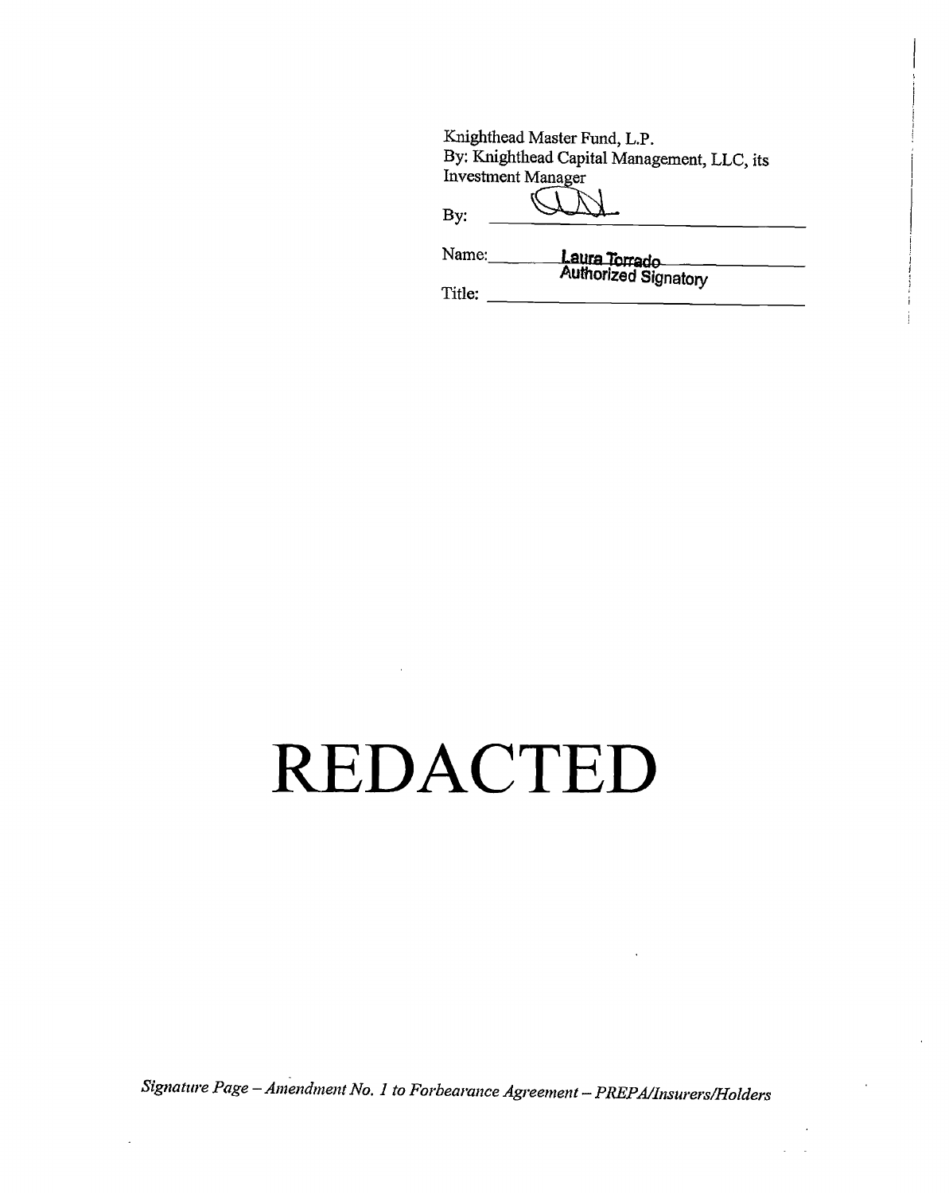Knighthead Master Fund, L.P.
By: Knighthead Capital Management, LLC, its Investment Manager

By: ______________________

Name: Laura Torrado

Title: Authorized Signatory

# REDACTED

*Signature Page – Amendment No. 1 to Forbearance Agreement – PREPA/Insurers/Holders*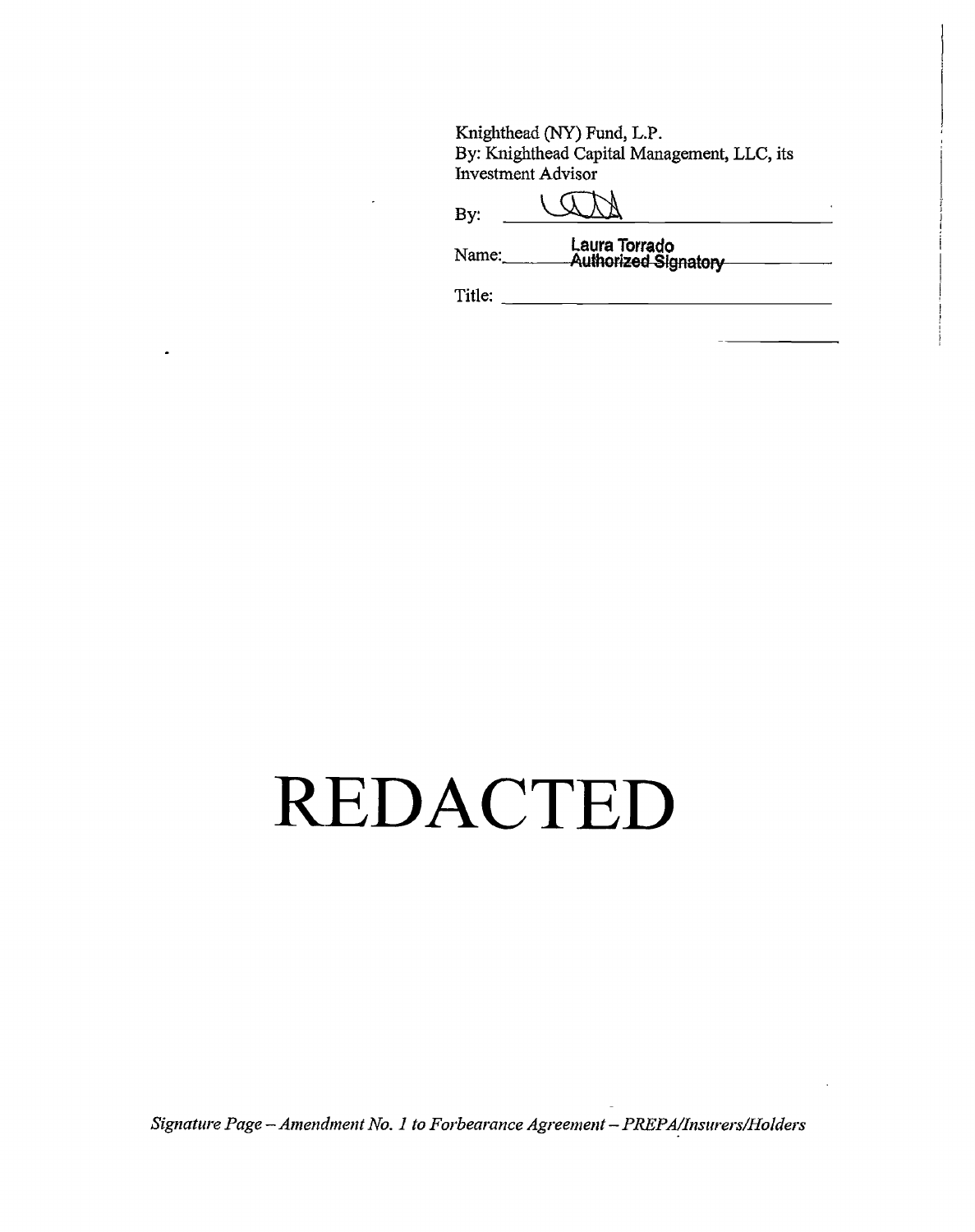Knighthead (NY) Fund, L.P.
By: Knighthead Capital Management, LLC, its Investment Advisor

By: ______________________

Name: Laura Torrado
Authorized Signatory

Title: ______________________

# REDACTED

*Signature Page – Amendment No. 1 to Forbearance Agreement – PREPA/Insurers/Holders*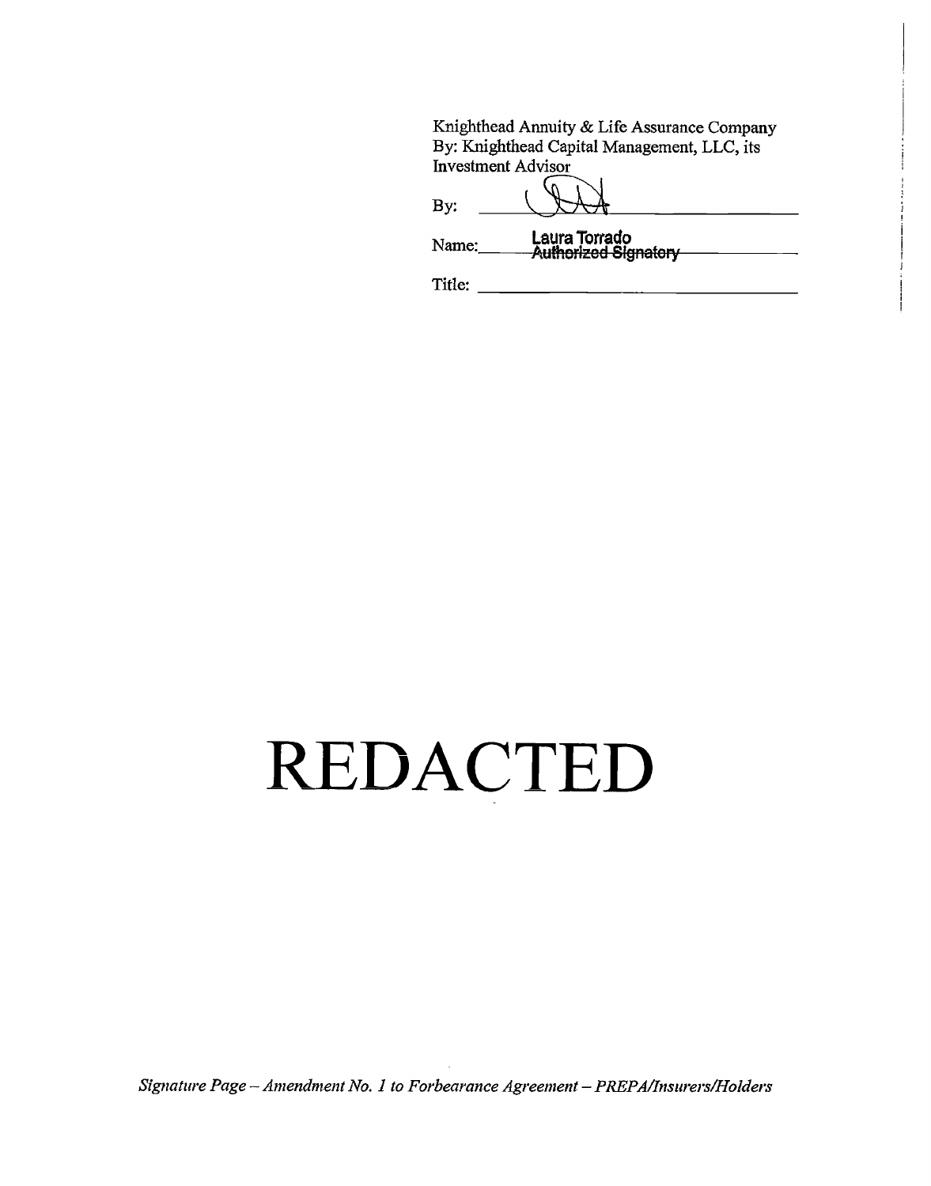Knighthead Annuity & Life Assurance Company
By: Knighthead Capital Management, LLC, its Investment Advisor

By: ______________________________

Name: Laura Torrado
Authorized Signatory

Title: ______________________________

# REDACTED

*Signature Page – Amendment No. 1 to Forbearance Agreement – PREPA/Insurers/Holders*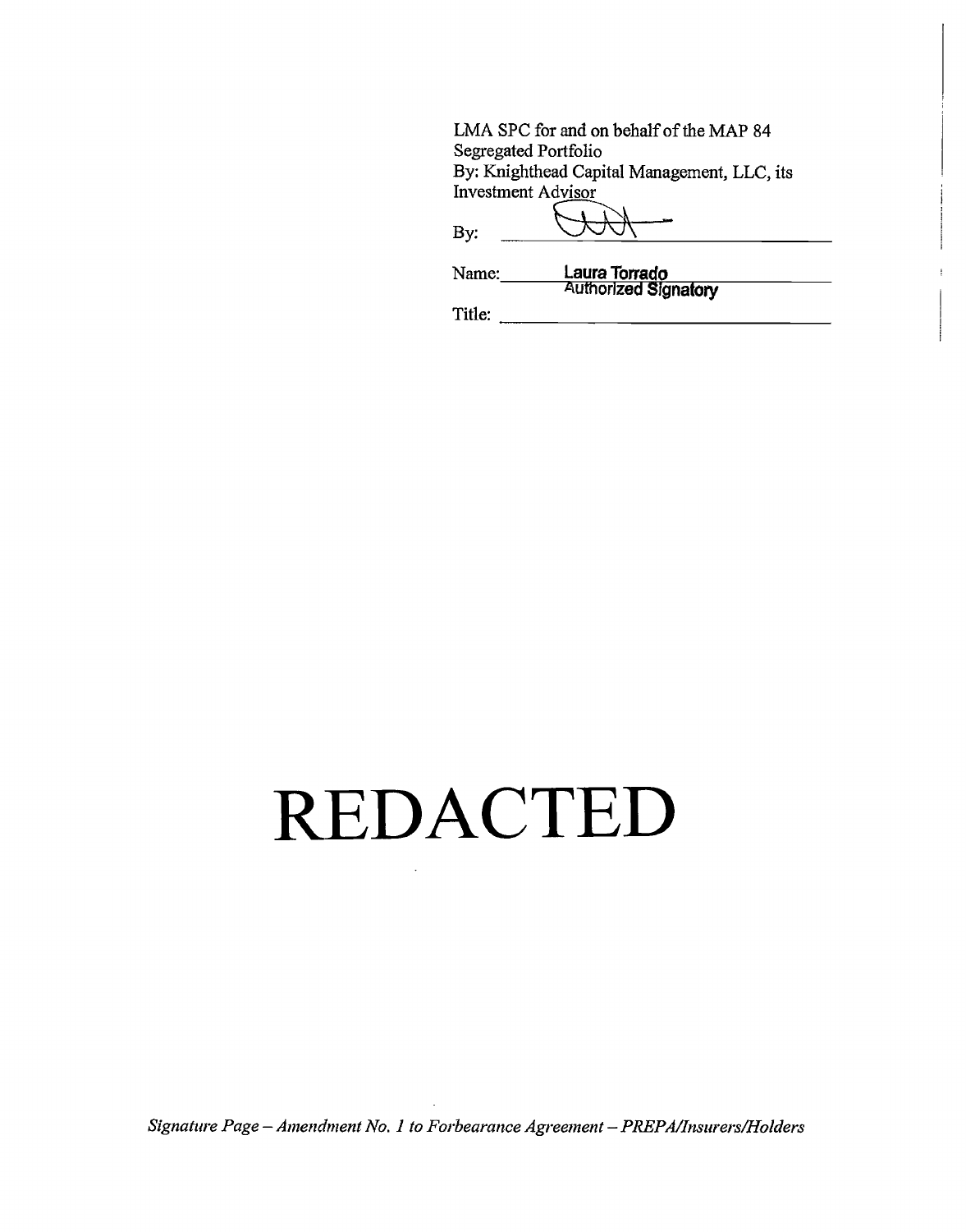LMA SPC for and on behalf of the MAP 84 Segregated Portfolio
By: Knighthead Capital Management, LLC, its Investment Advisor

By: ______________________

Name: Laura Torrado
Authorized Signatory

Title: ______________________

# REDACTED

*Signature Page – Amendment No. 1 to Forbearance Agreement – PREPA/Insurers/Holders*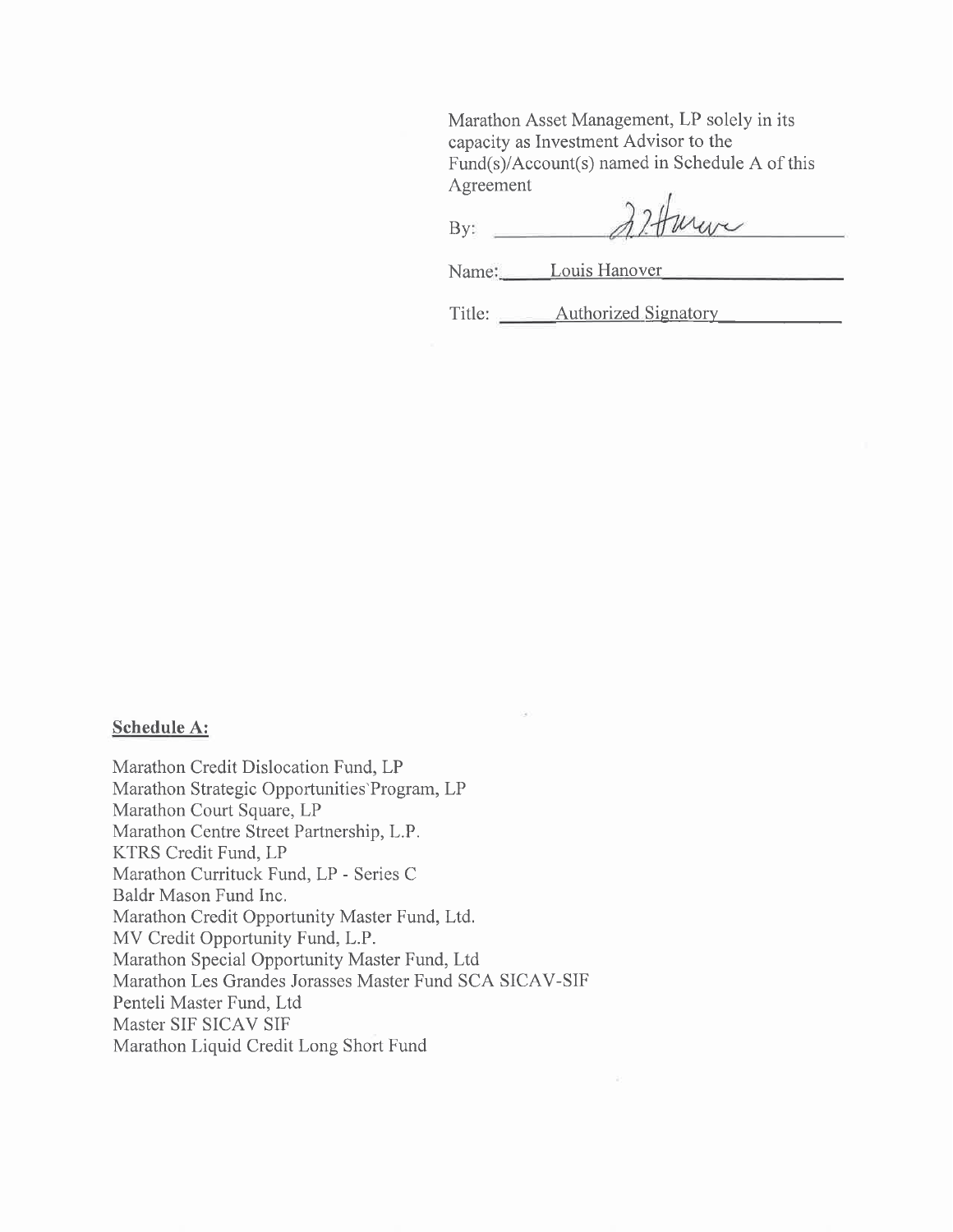Marathon Asset Management, LP solely in its capacity as Investment Advisor to the Fund(s)/Account(s) named in Schedule A of this Agreement

By: ______________________

Name: Louis Hanover

Title: Authorized Signatory

**Schedule A:**

Marathon Credit Dislocation Fund, LP
Marathon Strategic Opportunities Program, LP
Marathon Court Square, LP
Marathon Centre Street Partnership, L.P.
KTRS Credit Fund, LP
Marathon Currituck Fund, LP - Series C
Baldr Mason Fund Inc.
Marathon Credit Opportunity Master Fund, Ltd.
MV Credit Opportunity Fund, L.P.
Marathon Special Opportunity Master Fund, Ltd
Marathon Les Grandes Jorasses Master Fund SCA SICAV-SIF
Penteli Master Fund, Ltd
Master SIF SICAV SIF
Marathon Liquid Credit Long Short Fund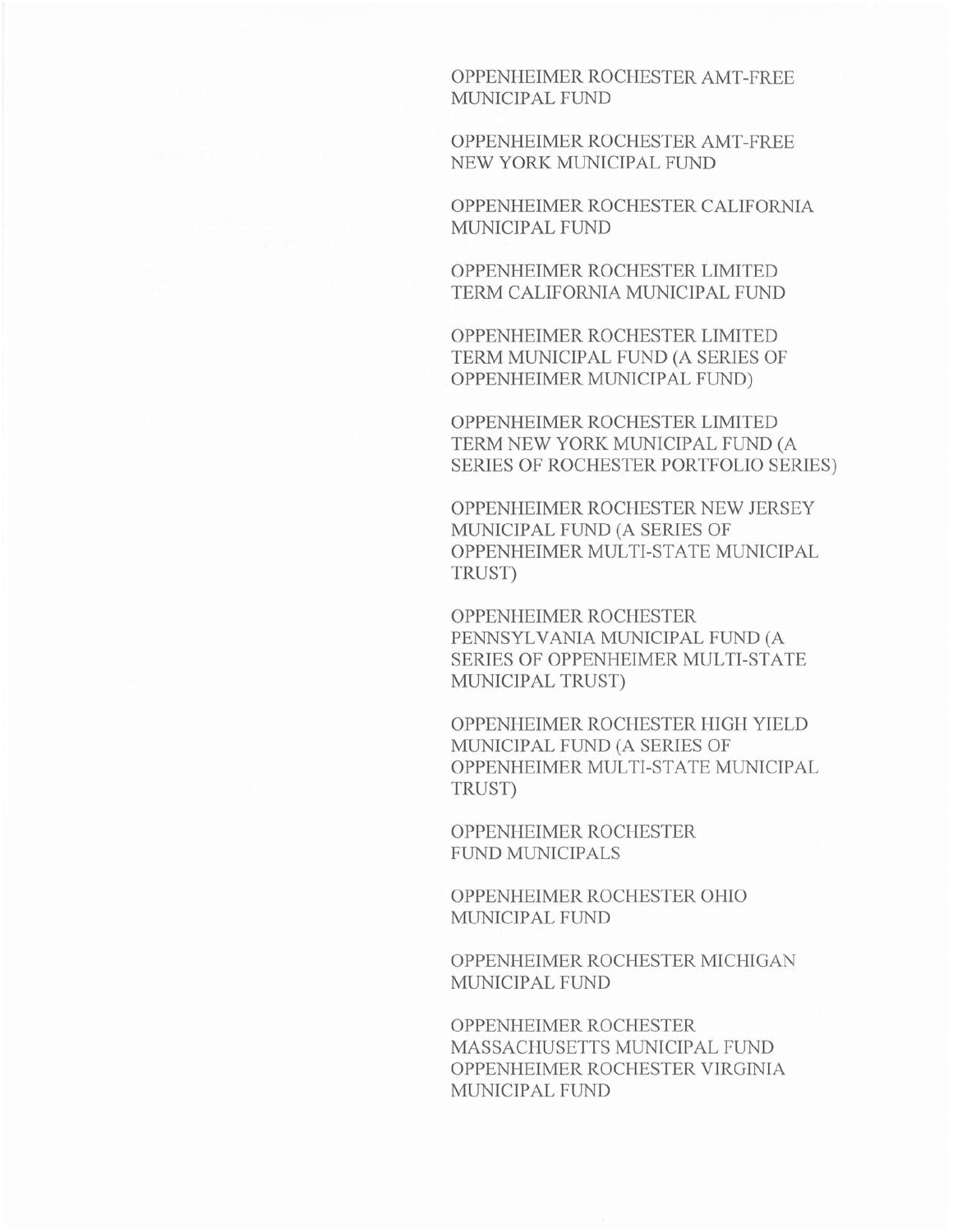OPPENHEIMER ROCHESTER AMT-FREE MUNICIPAL FUND

OPPENHEIMER ROCHESTER AMT-FREE NEW YORK MUNICIPAL FUND

OPPENHEIMER ROCHESTER CALIFORNIA MUNICIPAL FUND

OPPENHEIMER ROCHESTER LIMITED TERM CALIFORNIA MUNICIPAL FUND

OPPENHEIMER ROCHESTER LIMITED TERM MUNICIPAL FUND (A SERIES OF OPPENHEIMER MUNICIPAL FUND)

OPPENHEIMER ROCHESTER LIMITED TERM NEW YORK MUNICIPAL FUND (A SERIES OF ROCHESTER PORTFOLIO SERIES)

OPPENHEIMER ROCHESTER NEW JERSEY MUNICIPAL FUND (A SERIES OF OPPENHEIMER MULTI-STATE MUNICIPAL TRUST)

OPPENHEIMER ROCHESTER PENNSYLVANIA MUNICIPAL FUND (A SERIES OF OPPENHEIMER MULTI-STATE MUNICIPAL TRUST)

OPPENHEIMER ROCHESTER HIGH YIELD MUNICIPAL FUND (A SERIES OF OPPENHEIMER MULTI-STATE MUNICIPAL TRUST)

OPPENHEIMER ROCHESTER FUND MUNICIPALS

OPPENHEIMER ROCHESTER OHIO MUNICIPAL FUND

OPPENHEIMER ROCHESTER MICHIGAN MUNICIPAL FUND

OPPENHEIMER ROCHESTER MASSACHUSETTS MUNICIPAL FUND

OPPENHEIMER ROCHESTER VIRGINIA MUNICIPAL FUND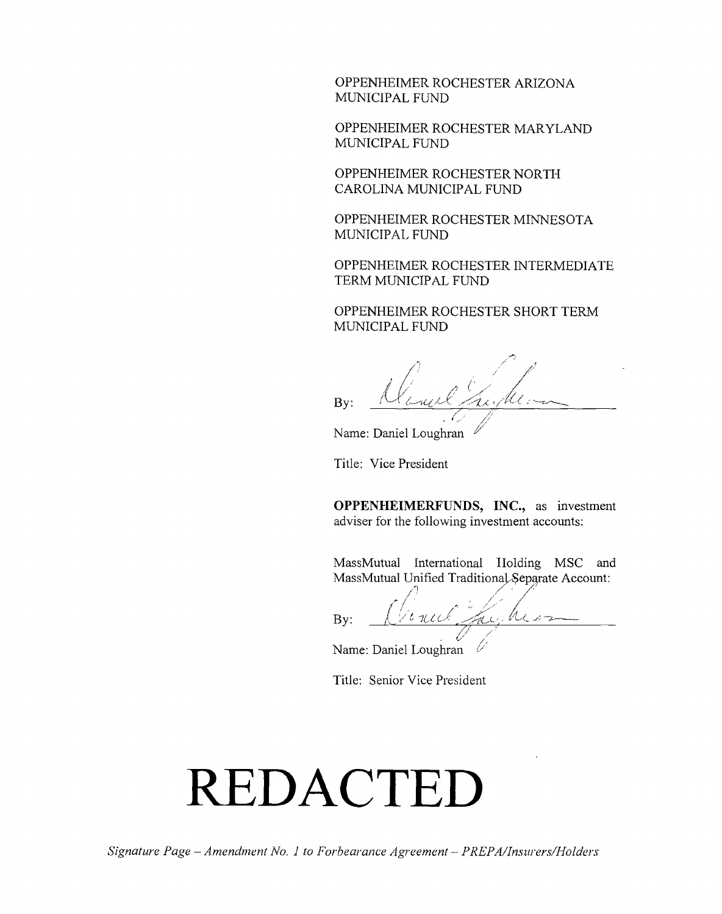OPPENHEIMER ROCHESTER ARIZONA MUNICIPAL FUND

OPPENHEIMER ROCHESTER MARYLAND MUNICIPAL FUND

OPPENHEIMER ROCHESTER NORTH CAROLINA MUNICIPAL FUND

OPPENHEIMER ROCHESTER MINNESOTA MUNICIPAL FUND

OPPENHEIMER ROCHESTER INTERMEDIATE TERM MUNICIPAL FUND

OPPENHEIMER ROCHESTER SHORT TERM MUNICIPAL FUND

By: ______________________

Name: Daniel Loughran

Title: Vice President

**OPPENHEIMERFUNDS, INC.,** as investment adviser for the following investment accounts:

MassMutual International Holding MSC and MassMutual Unified Traditional Separate Account:

By: ______________________

Name: Daniel Loughran

Title: Senior Vice President

# REDACTED

*Signature Page – Amendment No. 1 to Forbearance Agreement – PREPA/Insurers/Holders*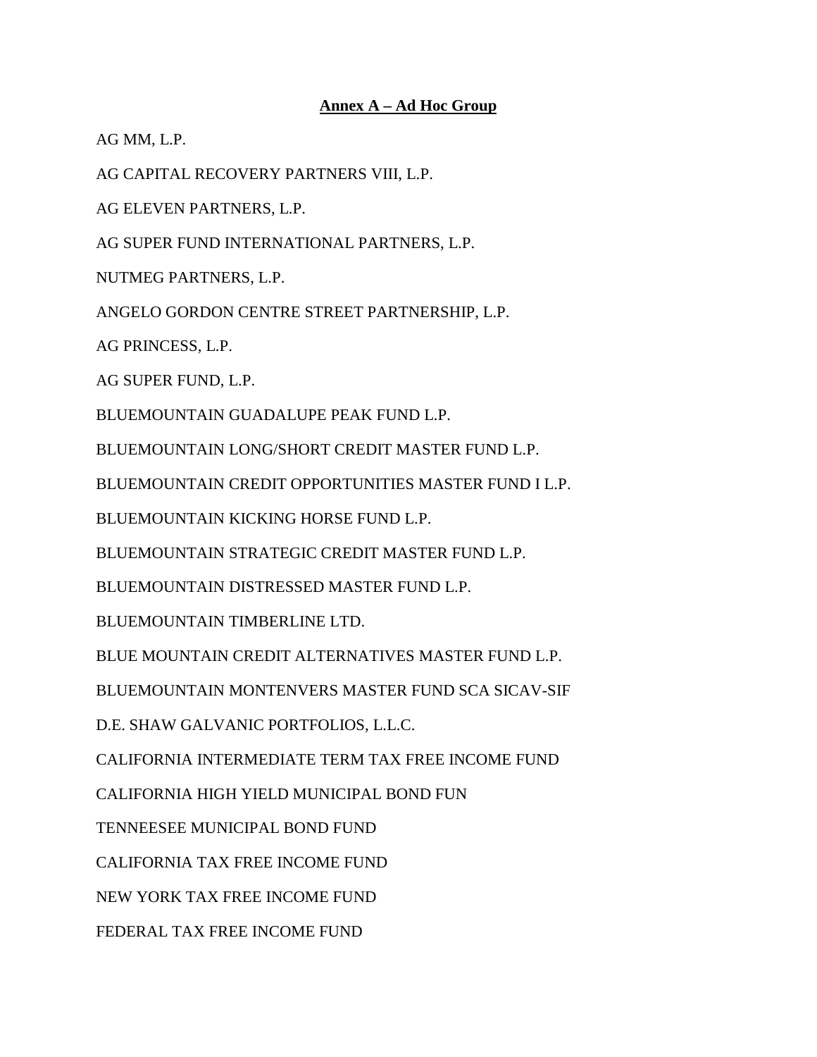**Annex A – Ad Hoc Group**

AG MM, L.P.

AG CAPITAL RECOVERY PARTNERS VIII, L.P.

AG ELEVEN PARTNERS, L.P.

AG SUPER FUND INTERNATIONAL PARTNERS, L.P.

NUTMEG PARTNERS, L.P.

ANGELO GORDON CENTRE STREET PARTNERSHIP, L.P.

AG PRINCESS, L.P.

AG SUPER FUND, L.P.

BLUEMOUNTAIN GUADALUPE PEAK FUND L.P.

BLUEMOUNTAIN LONG/SHORT CREDIT MASTER FUND L.P.

BLUEMOUNTAIN CREDIT OPPORTUNITIES MASTER FUND I L.P.

BLUEMOUNTAIN KICKING HORSE FUND L.P.

BLUEMOUNTAIN STRATEGIC CREDIT MASTER FUND L.P.

BLUEMOUNTAIN DISTRESSED MASTER FUND L.P.

BLUEMOUNTAIN TIMBERLINE LTD.

BLUE MOUNTAIN CREDIT ALTERNATIVES MASTER FUND L.P.

BLUEMOUNTAIN MONTENVERS MASTER FUND SCA SICAV-SIF

D.E. SHAW GALVANIC PORTFOLIOS, L.L.C.

CALIFORNIA INTERMEDIATE TERM TAX FREE INCOME FUND

CALIFORNIA HIGH YIELD MUNICIPAL BOND FUN

TENNEESEE MUNICIPAL BOND FUND

CALIFORNIA TAX FREE INCOME FUND

NEW YORK TAX FREE INCOME FUND

FEDERAL TAX FREE INCOME FUND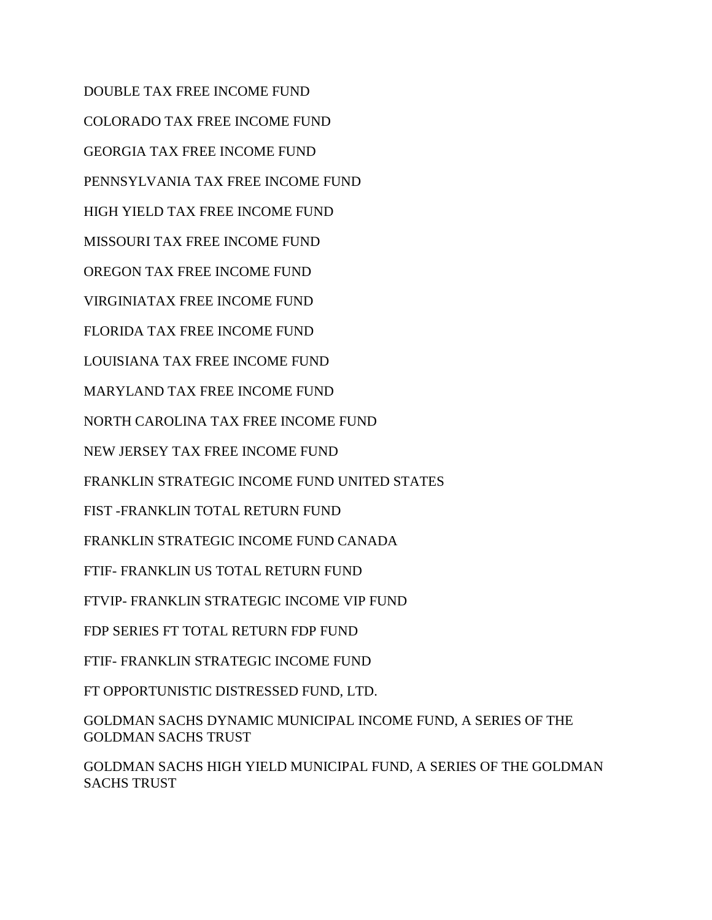DOUBLE TAX FREE INCOME FUND

COLORADO TAX FREE INCOME FUND

GEORGIA TAX FREE INCOME FUND

PENNSYLVANIA TAX FREE INCOME FUND

HIGH YIELD TAX FREE INCOME FUND

MISSOURI TAX FREE INCOME FUND

OREGON TAX FREE INCOME FUND

VIRGINIATAX FREE INCOME FUND

FLORIDA TAX FREE INCOME FUND

LOUISIANA TAX FREE INCOME FUND

MARYLAND TAX FREE INCOME FUND

NORTH CAROLINA TAX FREE INCOME FUND

NEW JERSEY TAX FREE INCOME FUND

FRANKLIN STRATEGIC INCOME FUND UNITED STATES

FIST -FRANKLIN TOTAL RETURN FUND

FRANKLIN STRATEGIC INCOME FUND CANADA

FTIF- FRANKLIN US TOTAL RETURN FUND

FTVIP- FRANKLIN STRATEGIC INCOME VIP FUND

FDP SERIES FT TOTAL RETURN FDP FUND

FTIF- FRANKLIN STRATEGIC INCOME FUND

FT OPPORTUNISTIC DISTRESSED FUND, LTD.

GOLDMAN SACHS DYNAMIC MUNICIPAL INCOME FUND, A SERIES OF THE GOLDMAN SACHS TRUST

GOLDMAN SACHS HIGH YIELD MUNICIPAL FUND, A SERIES OF THE GOLDMAN SACHS TRUST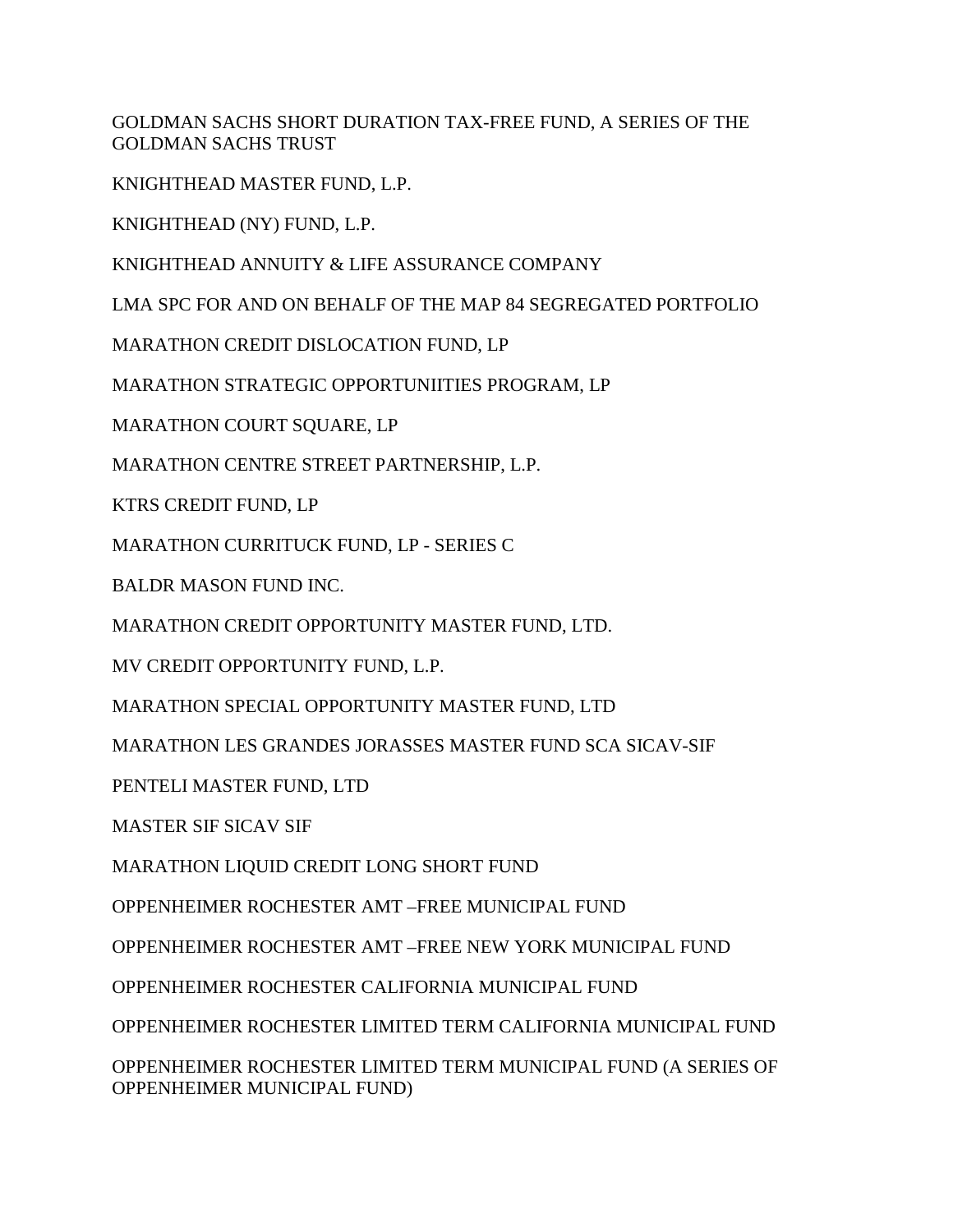GOLDMAN SACHS SHORT DURATION TAX-FREE FUND, A SERIES OF THE GOLDMAN SACHS TRUST

KNIGHTHEAD MASTER FUND, L.P.

KNIGHTHEAD (NY) FUND, L.P.

KNIGHTHEAD ANNUITY & LIFE ASSURANCE COMPANY

LMA SPC FOR AND ON BEHALF OF THE MAP 84 SEGREGATED PORTFOLIO

MARATHON CREDIT DISLOCATION FUND, LP

MARATHON STRATEGIC OPPORTUNIITIES PROGRAM, LP

MARATHON COURT SQUARE, LP

MARATHON CENTRE STREET PARTNERSHIP, L.P.

KTRS CREDIT FUND, LP

MARATHON CURRITUCK FUND, LP - SERIES C

BALDR MASON FUND INC.

MARATHON CREDIT OPPORTUNITY MASTER FUND, LTD.

MV CREDIT OPPORTUNITY FUND, L.P.

MARATHON SPECIAL OPPORTUNITY MASTER FUND, LTD

MARATHON LES GRANDES JORASSES MASTER FUND SCA SICAV-SIF

PENTELI MASTER FUND, LTD

MASTER SIF SICAV SIF

MARATHON LIQUID CREDIT LONG SHORT FUND

OPPENHEIMER ROCHESTER AMT –FREE MUNICIPAL FUND

OPPENHEIMER ROCHESTER AMT –FREE NEW YORK MUNICIPAL FUND

OPPENHEIMER ROCHESTER CALIFORNIA MUNICIPAL FUND

OPPENHEIMER ROCHESTER LIMITED TERM CALIFORNIA MUNICIPAL FUND

OPPENHEIMER ROCHESTER LIMITED TERM MUNICIPAL FUND (A SERIES OF OPPENHEIMER MUNICIPAL FUND)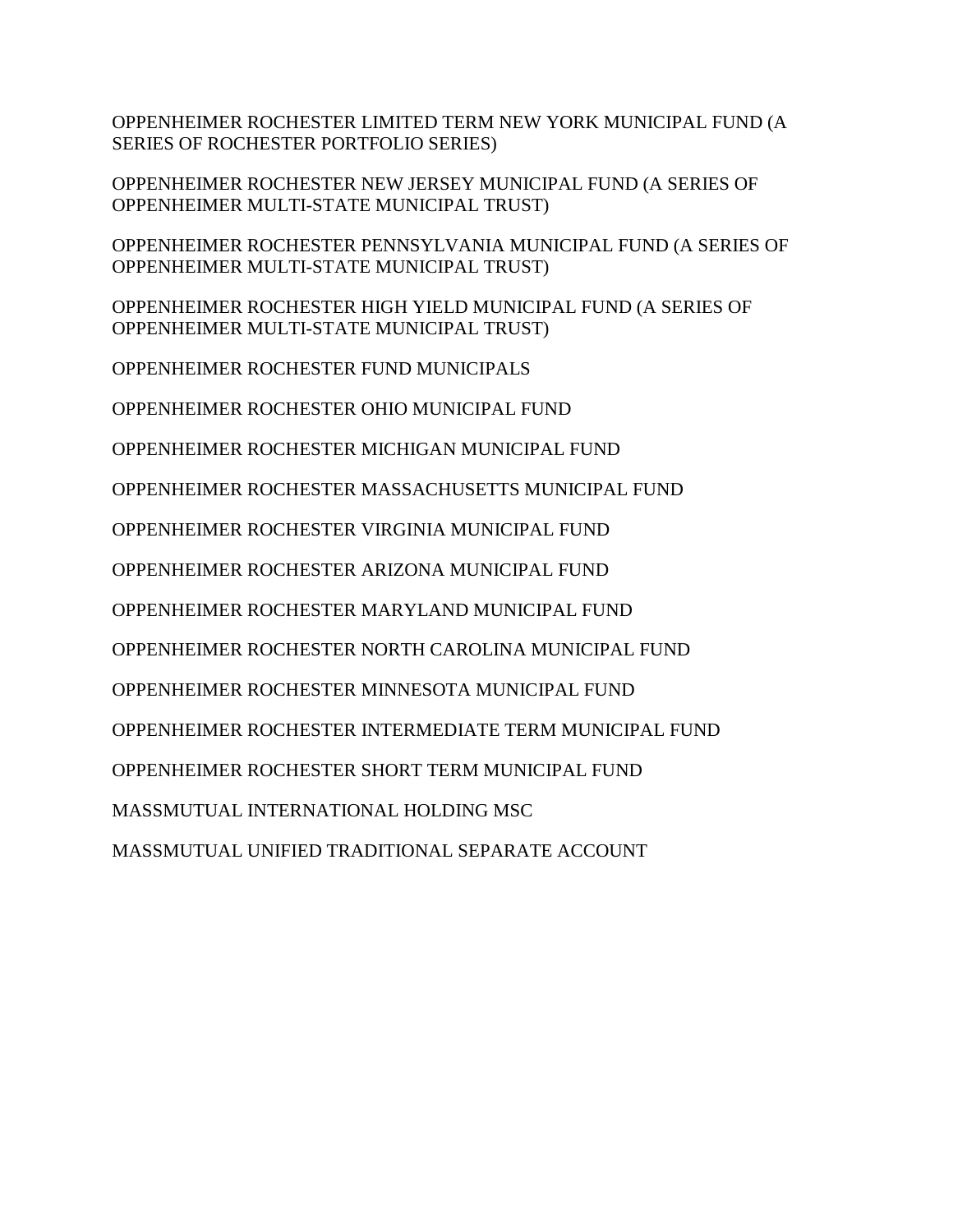OPPENHEIMER ROCHESTER LIMITED TERM NEW YORK MUNICIPAL FUND (A SERIES OF ROCHESTER PORTFOLIO SERIES)

OPPENHEIMER ROCHESTER NEW JERSEY MUNICIPAL FUND (A SERIES OF OPPENHEIMER MULTI-STATE MUNICIPAL TRUST)

OPPENHEIMER ROCHESTER PENNSYLVANIA MUNICIPAL FUND (A SERIES OF OPPENHEIMER MULTI-STATE MUNICIPAL TRUST)

OPPENHEIMER ROCHESTER HIGH YIELD MUNICIPAL FUND (A SERIES OF OPPENHEIMER MULTI-STATE MUNICIPAL TRUST)

OPPENHEIMER ROCHESTER FUND MUNICIPALS

OPPENHEIMER ROCHESTER OHIO MUNICIPAL FUND

OPPENHEIMER ROCHESTER MICHIGAN MUNICIPAL FUND

OPPENHEIMER ROCHESTER MASSACHUSETTS MUNICIPAL FUND

OPPENHEIMER ROCHESTER VIRGINIA MUNICIPAL FUND

OPPENHEIMER ROCHESTER ARIZONA MUNICIPAL FUND

OPPENHEIMER ROCHESTER MARYLAND MUNICIPAL FUND

OPPENHEIMER ROCHESTER NORTH CAROLINA MUNICIPAL FUND

OPPENHEIMER ROCHESTER MINNESOTA MUNICIPAL FUND

OPPENHEIMER ROCHESTER INTERMEDIATE TERM MUNICIPAL FUND

OPPENHEIMER ROCHESTER SHORT TERM MUNICIPAL FUND

MASSMUTUAL INTERNATIONAL HOLDING MSC

MASSMUTUAL UNIFIED TRADITIONAL SEPARATE ACCOUNT